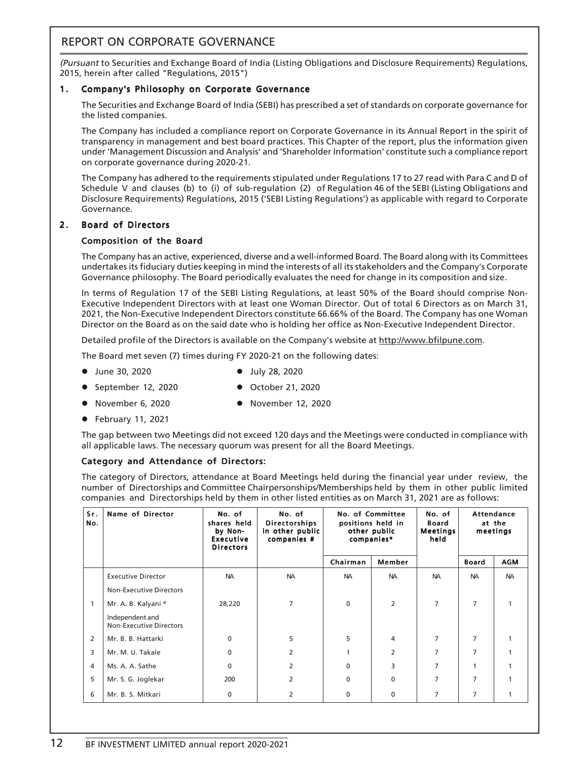# REPORT ON CORPORATE GOVERNANCE

*(Pursuant* to Securities and Exchange Board of India (Listing Obligations and Disclosure Requirements) Regulations, 2015, herein after called "Regulations, 2015")

## 1. Company's Philosophy on Corporate Governance

The Securities and Exchange Board of India (SEBI) has prescribed a set of standards on corporate governance for the listed companies.

The Company has included a compliance report on Corporate Governance in its Annual Report in the spirit of transparency in management and best board practices. This Chapter of the report, plus the information given under 'Management Discussion and Analysis' and 'Shareholder Information' constitute such a compliance report on corporate governance during 2020-21.

The Company has adhered to the requirements stipulated under Regulations 17 to 27 read with Para C and D of Schedule V and clauses (b) to (i) of sub-regulation (2) of Regulation 46 of the SEBI (Listing Obligations and Disclosure Requirements) Regulations, 2015 ('SEBI Listing Regulations') as applicable with regard to Corporate Governance.

## 2. Board of Directors

### Composition of the Board

The Company has an active, experienced, diverse and a well-informed Board. The Board along with its Committees undertakes its fiduciary duties keeping in mind the interests of all its stakeholders and the Company's Corporate Governance philosophy. The Board periodically evaluates the need for change in its composition and size.

In terms of Regulation 17 of the SEBI Listing Regulations, at least 50% of the Board should comprise Non-Executive Independent Directors with at least one Woman Director. Out of total 6 Directors as on March 31, 2021, the Non-Executive Independent Directors constitute 66.66% of the Board. The Company has one Woman Director on the Board as on the said date who is holding her office as Non-Executive Independent Director.

Detailed profile of the Directors is available on the Company's website at http://www.bfilpune.com.

The Board met seven (7) times during FY 2020-21 on the following dates:

- June 30, 2020
- July 28, 2020
- September 12, 2020
- October 21, 2020
- November 6, 2020
- November 12, 2020
- February 11, 2021

The gap between two Meetings did not exceed 120 days and the Meetings were conducted in compliance with all applicable laws. The necessary quorum was present for all the Board Meetings.

### Category and Attendance of Directors:

The category of Directors, attendance at Board Meetings held during the financial year under review, the number of Directorships and Committee Chairpersonships/Memberships held by them in other public limited companies and Directorships held by them in other listed entities as on March 31, 2021 are as follows:

| Sr. No. | Name of Director | No. of shares held by Non-Executive Directors | No. of Directorships in other public companies # | No. of Committee positions held in other public companies* | | No. of Board Meetings held | Attendance at the meetings | |
|---|---|---|---|---|---|---|---|---|
| | | | | Chairman | Member | | Board | AGM |
| | Executive Director | NA | NA | NA | NA | NA | NA | NA |
| | Non-Executive Directors | | | | | | | |
| 1 | Mr. A. B. Kalyani @ | 28,220 | 7 | 0 | 2 | 7 | 7 | 1 |
| | Independent and Non-Executive Directors | | | | | | | |
| 2 | Mr. B. B. Hattarki | 0 | 5 | 5 | 4 | 7 | 7 | 1 |
| 3 | Mr. M. U. Takale | 0 | 2 | 1 | 2 | 7 | 7 | 1 |
| 4 | Ms. A. A. Sathe | 0 | 2 | 0 | 3 | 7 | 1 | 1 |
| 5 | Mr. S. G. Joglekar | 200 | 2 | 0 | 0 | 7 | 7 | 1 |
| 6 | Mr. B. S. Mitkari | 0 | 2 | 0 | 0 | 7 | 7 | 1 |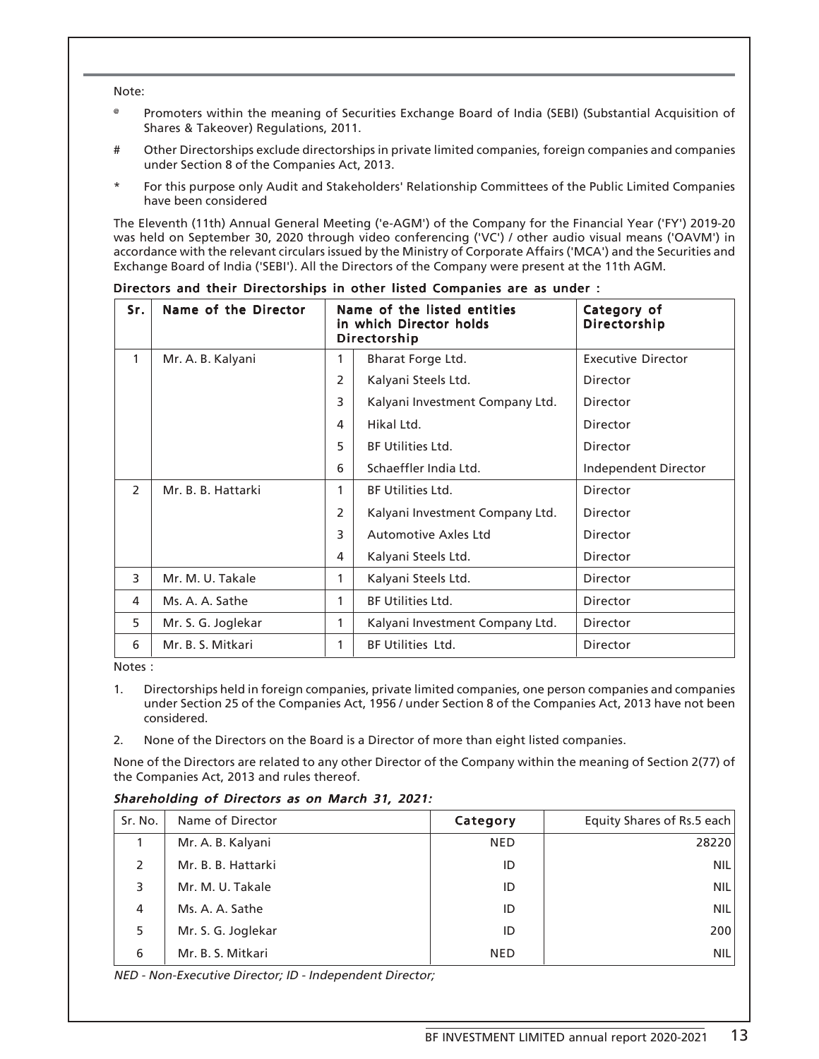Note:

@ Promoters within the meaning of Securities Exchange Board of India (SEBI) (Substantial Acquisition of Shares & Takeover) Regulations, 2011.

# Other Directorships exclude directorships in private limited companies, foreign companies and companies under Section 8 of the Companies Act, 2013.

* For this purpose only Audit and Stakeholders' Relationship Committees of the Public Limited Companies have been considered

The Eleventh (11th) Annual General Meeting ('e-AGM') of the Company for the Financial Year ('FY') 2019-20 was held on September 30, 2020 through video conferencing ('VC') / other audio visual means ('OAVM') in accordance with the relevant circulars issued by the Ministry of Corporate Affairs ('MCA') and the Securities and Exchange Board of India ('SEBI'). All the Directors of the Company were present at the 11th AGM.

**Directors and their Directorships in other listed Companies are as under :**

| Sr. | Name of the Director | Name of the listed entities in which Director holds Directorship | | Category of Directorship |
|---|---|---|---|---|
| 1 | Mr. A. B. Kalyani | 1 | Bharat Forge Ltd. | Executive Director |
| | | 2 | Kalyani Steels Ltd. | Director |
| | | 3 | Kalyani Investment Company Ltd. | Director |
| | | 4 | Hikal Ltd. | Director |
| | | 5 | BF Utilities Ltd. | Director |
| | | 6 | Schaeffler India Ltd. | Independent Director |
| 2 | Mr. B. B. Hattarki | 1 | BF Utilities Ltd. | Director |
| | | 2 | Kalyani Investment Company Ltd. | Director |
| | | 3 | Automotive Axles Ltd | Director |
| | | 4 | Kalyani Steels Ltd. | Director |
| 3 | Mr. M. U. Takale | 1 | Kalyani Steels Ltd. | Director |
| 4 | Ms. A. A. Sathe | 1 | BF Utilities Ltd. | Director |
| 5 | Mr. S. G. Joglekar | 1 | Kalyani Investment Company Ltd. | Director |
| 6 | Mr. B. S. Mitkari | 1 | BF Utilities Ltd. | Director |

Notes :

1. Directorships held in foreign companies, private limited companies, one person companies and companies under Section 25 of the Companies Act, 1956 / under Section 8 of the Companies Act, 2013 have not been considered.

2. None of the Directors on the Board is a Director of more than eight listed companies.

None of the Directors are related to any other Director of the Company within the meaning of Section 2(77) of the Companies Act, 2013 and rules thereof.

***Shareholding of Directors as on March 31, 2021:***

| Sr. No. | Name of Director | Category | Equity Shares of Rs.5 each |
|---|---|---|---|
| 1 | Mr. A. B. Kalyani | NED | 28220 |
| 2 | Mr. B. B. Hattarki | ID | NIL |
| 3 | Mr. M. U. Takale | ID | NIL |
| 4 | Ms. A. A. Sathe | ID | NIL |
| 5 | Mr. S. G. Joglekar | ID | 200 |
| 6 | Mr. B. S. Mitkari | NED | NIL |

*NED - Non-Executive Director; ID - Independent Director;*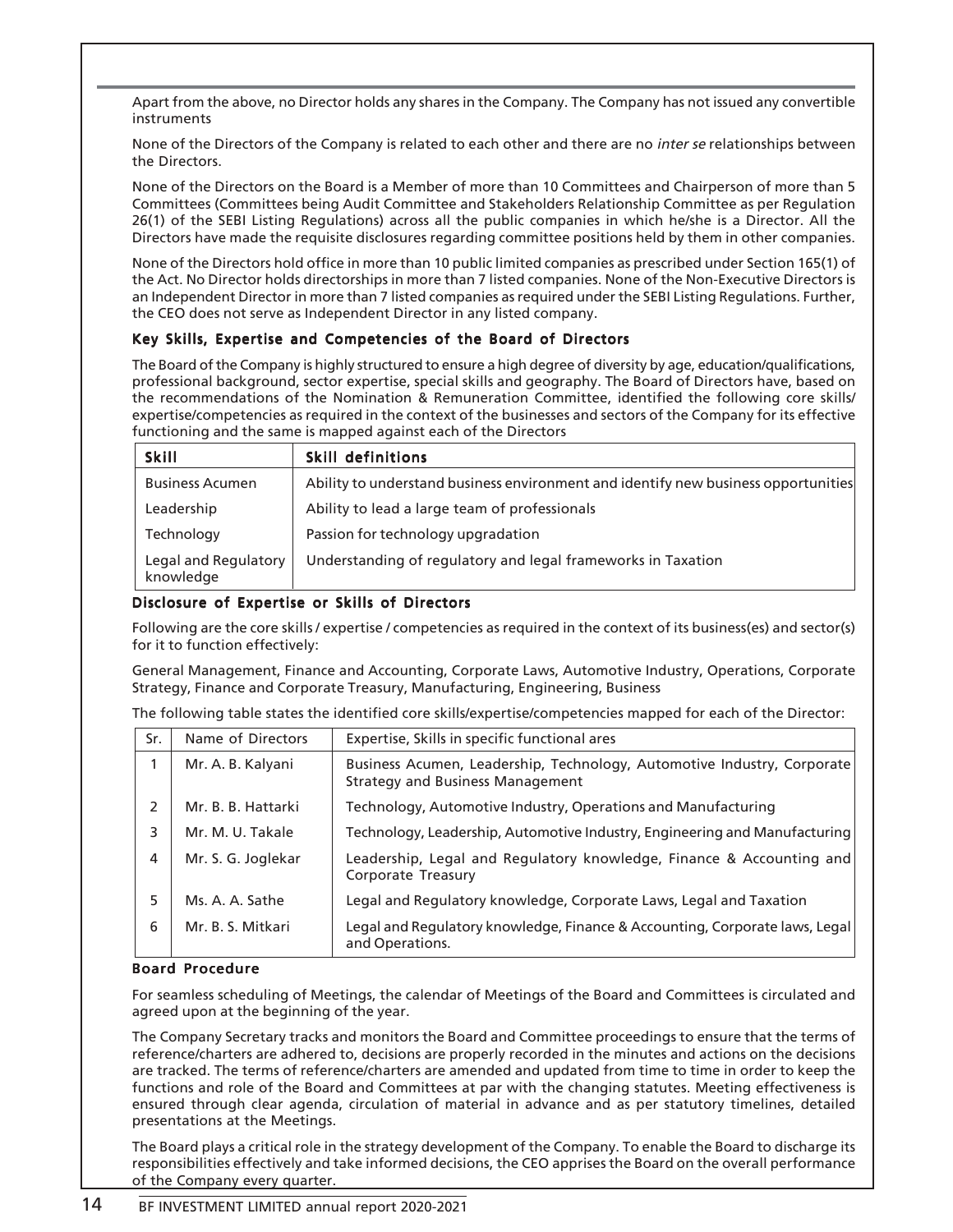Apart from the above, no Director holds any shares in the Company. The Company has not issued any convertible instruments

None of the Directors of the Company is related to each other and there are no *inter se* relationships between the Directors.

None of the Directors on the Board is a Member of more than 10 Committees and Chairperson of more than 5 Committees (Committees being Audit Committee and Stakeholders Relationship Committee as per Regulation 26(1) of the SEBI Listing Regulations) across all the public companies in which he/she is a Director. All the Directors have made the requisite disclosures regarding committee positions held by them in other companies.

None of the Directors hold office in more than 10 public limited companies as prescribed under Section 165(1) of the Act. No Director holds directorships in more than 7 listed companies. None of the Non-Executive Directors is an Independent Director in more than 7 listed companies as required under the SEBI Listing Regulations. Further, the CEO does not serve as Independent Director in any listed company.

### Key Skills, Expertise and Competencies of the Board of Directors

The Board of the Company is highly structured to ensure a high degree of diversity by age, education/qualifications, professional background, sector expertise, special skills and geography. The Board of Directors have, based on the recommendations of the Nomination & Remuneration Committee, identified the following core skills/ expertise/competencies as required in the context of the businesses and sectors of the Company for its effective functioning and the same is mapped against each of the Directors

| Skill | Skill definitions |
|---|---|
| Business Acumen | Ability to understand business environment and identify new business opportunities |
| Leadership | Ability to lead a large team of professionals |
| Technology | Passion for technology upgradation |
| Legal and Regulatory knowledge | Understanding of regulatory and legal frameworks in Taxation |

### Disclosure of Expertise or Skills of Directors

Following are the core skills / expertise / competencies as required in the context of its business(es) and sector(s) for it to function effectively:

General Management, Finance and Accounting, Corporate Laws, Automotive Industry, Operations, Corporate Strategy, Finance and Corporate Treasury, Manufacturing, Engineering, Business

The following table states the identified core skills/expertise/competencies mapped for each of the Director:

| Sr. | Name of Directors | Expertise, Skills in specific functional ares |
|---|---|---|
| 1 | Mr. A. B. Kalyani | Business Acumen, Leadership, Technology, Automotive Industry, Corporate Strategy and Business Management |
| 2 | Mr. B. B. Hattarki | Technology, Automotive Industry, Operations and Manufacturing |
| 3 | Mr. M. U. Takale | Technology, Leadership, Automotive Industry, Engineering and Manufacturing |
| 4 | Mr. S. G. Joglekar | Leadership, Legal and Regulatory knowledge, Finance & Accounting and Corporate Treasury |
| 5 | Ms. A. A. Sathe | Legal and Regulatory knowledge, Corporate Laws, Legal and Taxation |
| 6 | Mr. B. S. Mitkari | Legal and Regulatory knowledge, Finance & Accounting, Corporate laws, Legal and Operations. |

### Board Procedure

For seamless scheduling of Meetings, the calendar of Meetings of the Board and Committees is circulated and agreed upon at the beginning of the year.

The Company Secretary tracks and monitors the Board and Committee proceedings to ensure that the terms of reference/charters are adhered to, decisions are properly recorded in the minutes and actions on the decisions are tracked. The terms of reference/charters are amended and updated from time to time in order to keep the functions and role of the Board and Committees at par with the changing statutes. Meeting effectiveness is ensured through clear agenda, circulation of material in advance and as per statutory timelines, detailed presentations at the Meetings.

The Board plays a critical role in the strategy development of the Company. To enable the Board to discharge its responsibilities effectively and take informed decisions, the CEO apprises the Board on the overall performance of the Company every quarter.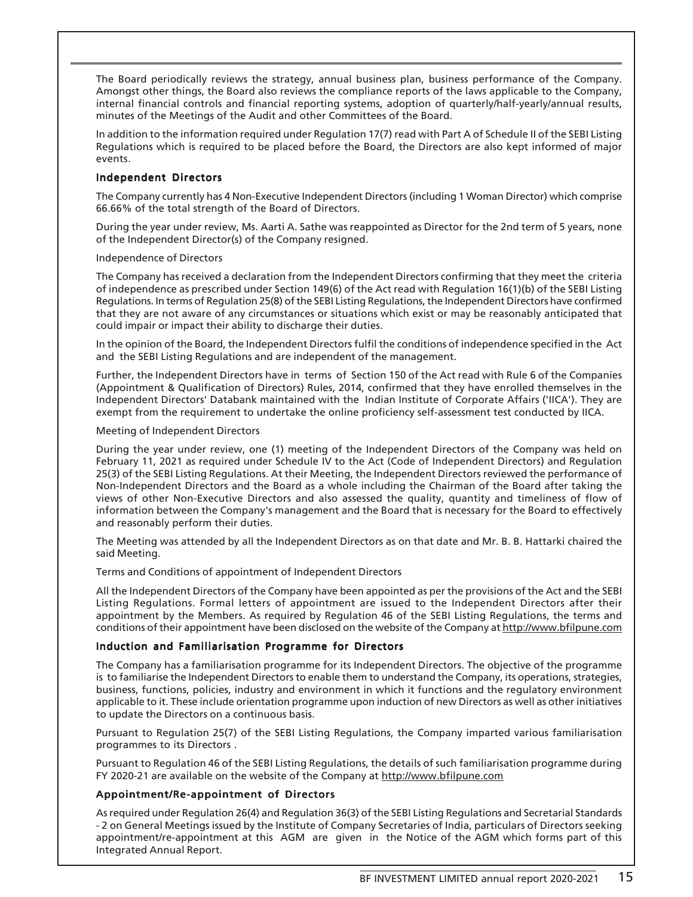The Board periodically reviews the strategy, annual business plan, business performance of the Company. Amongst other things, the Board also reviews the compliance reports of the laws applicable to the Company, internal financial controls and financial reporting systems, adoption of quarterly/half-yearly/annual results, minutes of the Meetings of the Audit and other Committees of the Board.

In addition to the information required under Regulation 17(7) read with Part A of Schedule II of the SEBI Listing Regulations which is required to be placed before the Board, the Directors are also kept informed of major events.

### Independent Directors

The Company currently has 4 Non-Executive Independent Directors (including 1 Woman Director) which comprise 66.66% of the total strength of the Board of Directors.

During the year under review, Ms. Aarti A. Sathe was reappointed as Director for the 2nd term of 5 years, none of the Independent Director(s) of the Company resigned.

Independence of Directors

The Company has received a declaration from the Independent Directors confirming that they meet the criteria of independence as prescribed under Section 149(6) of the Act read with Regulation 16(1)(b) of the SEBI Listing Regulations. In terms of Regulation 25(8) of the SEBI Listing Regulations, the Independent Directors have confirmed that they are not aware of any circumstances or situations which exist or may be reasonably anticipated that could impair or impact their ability to discharge their duties.

In the opinion of the Board, the Independent Directors fulfil the conditions of independence specified in the Act and the SEBI Listing Regulations and are independent of the management.

Further, the Independent Directors have in terms of Section 150 of the Act read with Rule 6 of the Companies (Appointment & Qualification of Directors) Rules, 2014, confirmed that they have enrolled themselves in the Independent Directors' Databank maintained with the Indian Institute of Corporate Affairs ('IICA'). They are exempt from the requirement to undertake the online proficiency self-assessment test conducted by IICA.

Meeting of Independent Directors

During the year under review, one (1) meeting of the Independent Directors of the Company was held on February 11, 2021 as required under Schedule IV to the Act (Code of Independent Directors) and Regulation 25(3) of the SEBI Listing Regulations. At their Meeting, the Independent Directors reviewed the performance of Non-Independent Directors and the Board as a whole including the Chairman of the Board after taking the views of other Non-Executive Directors and also assessed the quality, quantity and timeliness of flow of information between the Company's management and the Board that is necessary for the Board to effectively and reasonably perform their duties.

The Meeting was attended by all the Independent Directors as on that date and Mr. B. B. Hattarki chaired the said Meeting.

Terms and Conditions of appointment of Independent Directors

All the Independent Directors of the Company have been appointed as per the provisions of the Act and the SEBI Listing Regulations. Formal letters of appointment are issued to the Independent Directors after their appointment by the Members. As required by Regulation 46 of the SEBI Listing Regulations, the terms and conditions of their appointment have been disclosed on the website of the Company at http://www.bfilpune.com

### Induction and Familiarisation Programme for Directors

The Company has a familiarisation programme for its Independent Directors. The objective of the programme is to familiarise the Independent Directors to enable them to understand the Company, its operations, strategies, business, functions, policies, industry and environment in which it functions and the regulatory environment applicable to it. These include orientation programme upon induction of new Directors as well as other initiatives to update the Directors on a continuous basis.

Pursuant to Regulation 25(7) of the SEBI Listing Regulations, the Company imparted various familiarisation programmes to its Directors .

Pursuant to Regulation 46 of the SEBI Listing Regulations, the details of such familiarisation programme during FY 2020-21 are available on the website of the Company at http://www.bfilpune.com

### Appointment/Re-appointment of Directors

As required under Regulation 26(4) and Regulation 36(3) of the SEBI Listing Regulations and Secretarial Standards - 2 on General Meetings issued by the Institute of Company Secretaries of India, particulars of Directors seeking appointment/re-appointment at this AGM are given in the Notice of the AGM which forms part of this Integrated Annual Report.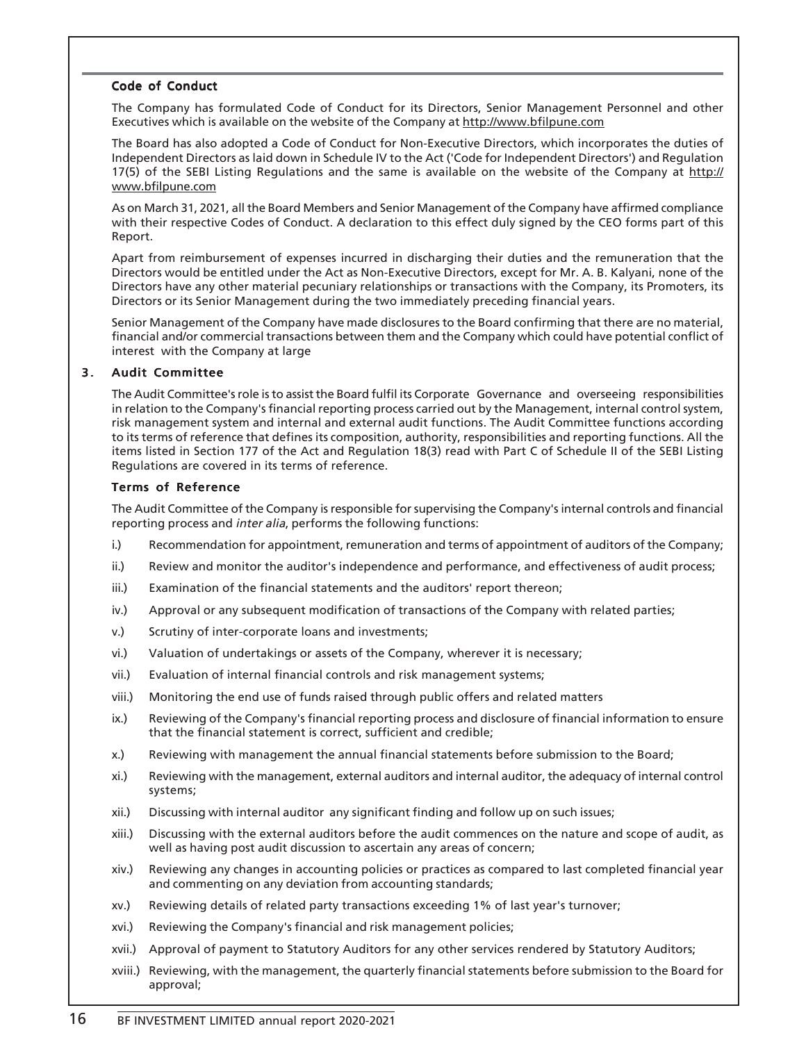### Code of Conduct

The Company has formulated Code of Conduct for its Directors, Senior Management Personnel and other Executives which is available on the website of the Company at http://www.bfilpune.com

The Board has also adopted a Code of Conduct for Non-Executive Directors, which incorporates the duties of Independent Directors as laid down in Schedule IV to the Act ('Code for Independent Directors') and Regulation 17(5) of the SEBI Listing Regulations and the same is available on the website of the Company at http://www.bfilpune.com

As on March 31, 2021, all the Board Members and Senior Management of the Company have affirmed compliance with their respective Codes of Conduct. A declaration to this effect duly signed by the CEO forms part of this Report.

Apart from reimbursement of expenses incurred in discharging their duties and the remuneration that the Directors would be entitled under the Act as Non-Executive Directors, except for Mr. A. B. Kalyani, none of the Directors have any other material pecuniary relationships or transactions with the Company, its Promoters, its Directors or its Senior Management during the two immediately preceding financial years.

Senior Management of the Company have made disclosures to the Board confirming that there are no material, financial and/or commercial transactions between them and the Company which could have potential conflict of interest with the Company at large

## 3. Audit Committee

The Audit Committee's role is to assist the Board fulfil its Corporate Governance and overseeing responsibilities in relation to the Company's financial reporting process carried out by the Management, internal control system, risk management system and internal and external audit functions. The Audit Committee functions according to its terms of reference that defines its composition, authority, responsibilities and reporting functions. All the items listed in Section 177 of the Act and Regulation 18(3) read with Part C of Schedule II of the SEBI Listing Regulations are covered in its terms of reference.

### Terms of Reference

The Audit Committee of the Company is responsible for supervising the Company's internal controls and financial reporting process and *inter alia*, performs the following functions:

i.) Recommendation for appointment, remuneration and terms of appointment of auditors of the Company;

ii.) Review and monitor the auditor's independence and performance, and effectiveness of audit process;

iii.) Examination of the financial statements and the auditors' report thereon;

iv.) Approval or any subsequent modification of transactions of the Company with related parties;

v.) Scrutiny of inter-corporate loans and investments;

vi.) Valuation of undertakings or assets of the Company, wherever it is necessary;

vii.) Evaluation of internal financial controls and risk management systems;

viii.) Monitoring the end use of funds raised through public offers and related matters

ix.) Reviewing of the Company's financial reporting process and disclosure of financial information to ensure that the financial statement is correct, sufficient and credible;

x.) Reviewing with management the annual financial statements before submission to the Board;

xi.) Reviewing with the management, external auditors and internal auditor, the adequacy of internal control systems;

xii.) Discussing with internal auditor any significant finding and follow up on such issues;

xiii.) Discussing with the external auditors before the audit commences on the nature and scope of audit, as well as having post audit discussion to ascertain any areas of concern;

xiv.) Reviewing any changes in accounting policies or practices as compared to last completed financial year and commenting on any deviation from accounting standards;

xv.) Reviewing details of related party transactions exceeding 1% of last year's turnover;

xvi.) Reviewing the Company's financial and risk management policies;

xvii.) Approval of payment to Statutory Auditors for any other services rendered by Statutory Auditors;

xviii.) Reviewing, with the management, the quarterly financial statements before submission to the Board for approval;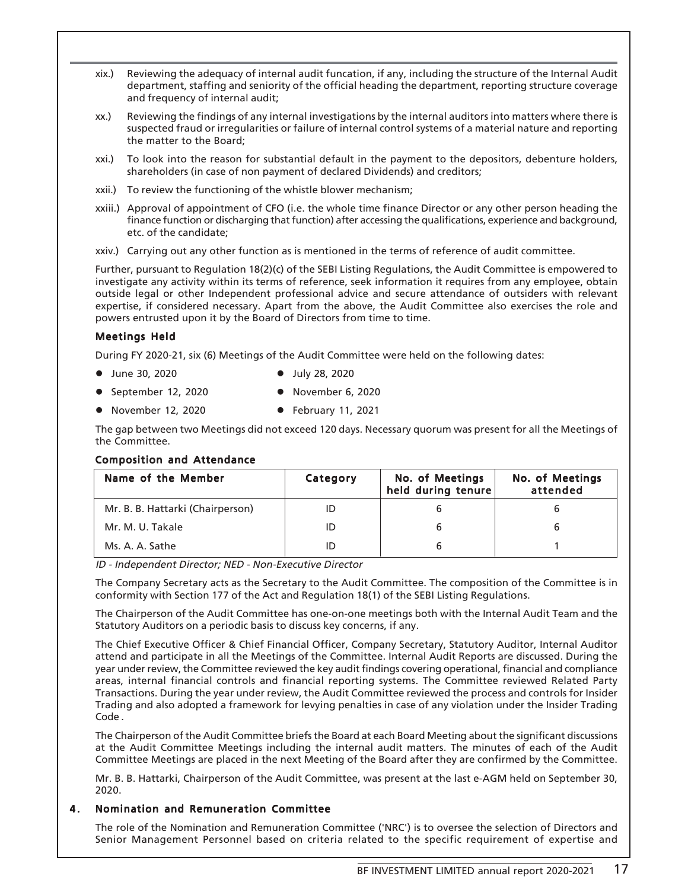xix.) Reviewing the adequacy of internal audit funcation, if any, including the structure of the Internal Audit department, staffing and seniority of the official heading the department, reporting structure coverage and frequency of internal audit;

xx.) Reviewing the findings of any internal investigations by the internal auditors into matters where there is suspected fraud or irregularities or failure of internal control systems of a material nature and reporting the matter to the Board;

xxi.) To look into the reason for substantial default in the payment to the depositors, debenture holders, shareholders (in case of non payment of declared Dividends) and creditors;

xxii.) To review the functioning of the whistle blower mechanism;

xxiii.) Approval of appointment of CFO (i.e. the whole time finance Director or any other person heading the finance function or discharging that function) after accessing the qualifications, experience and background, etc. of the candidate;

xxiv.) Carrying out any other function as is mentioned in the terms of reference of audit committee.

Further, pursuant to Regulation 18(2)(c) of the SEBI Listing Regulations, the Audit Committee is empowered to investigate any activity within its terms of reference, seek information it requires from any employee, obtain outside legal or other Independent professional advice and secure attendance of outsiders with relevant expertise, if considered necessary. Apart from the above, the Audit Committee also exercises the role and powers entrusted upon it by the Board of Directors from time to time.

### Meetings Held

During FY 2020-21, six (6) Meetings of the Audit Committee were held on the following dates:

- June 30, 2020
- July 28, 2020
- September 12, 2020
- November 6, 2020
- November 12, 2020
- February 11, 2021

The gap between two Meetings did not exceed 120 days. Necessary quorum was present for all the Meetings of the Committee.

### Composition and Attendance

| Name of the Member | Category | No. of Meetings held during tenure | No. of Meetings attended |
|---|---|---|---|
| Mr. B. B. Hattarki (Chairperson) | ID | 6 | 6 |
| Mr. M. U. Takale | ID | 6 | 6 |
| Ms. A. A. Sathe | ID | 6 | 1 |

*ID - Independent Director; NED - Non-Executive Director*

The Company Secretary acts as the Secretary to the Audit Committee. The composition of the Committee is in conformity with Section 177 of the Act and Regulation 18(1) of the SEBI Listing Regulations.

The Chairperson of the Audit Committee has one-on-one meetings both with the Internal Audit Team and the Statutory Auditors on a periodic basis to discuss key concerns, if any.

The Chief Executive Officer & Chief Financial Officer, Company Secretary, Statutory Auditor, Internal Auditor attend and participate in all the Meetings of the Committee. Internal Audit Reports are discussed. During the year under review, the Committee reviewed the key audit findings covering operational, financial and compliance areas, internal financial controls and financial reporting systems. The Committee reviewed Related Party Transactions. During the year under review, the Audit Committee reviewed the process and controls for Insider Trading and also adopted a framework for levying penalties in case of any violation under the Insider Trading Code .

The Chairperson of the Audit Committee briefs the Board at each Board Meeting about the significant discussions at the Audit Committee Meetings including the internal audit matters. The minutes of each of the Audit Committee Meetings are placed in the next Meeting of the Board after they are confirmed by the Committee.

Mr. B. B. Hattarki, Chairperson of the Audit Committee, was present at the last e-AGM held on September 30, 2020.

## 4. Nomination and Remuneration Committee

The role of the Nomination and Remuneration Committee ('NRC') is to oversee the selection of Directors and Senior Management Personnel based on criteria related to the specific requirement of expertise and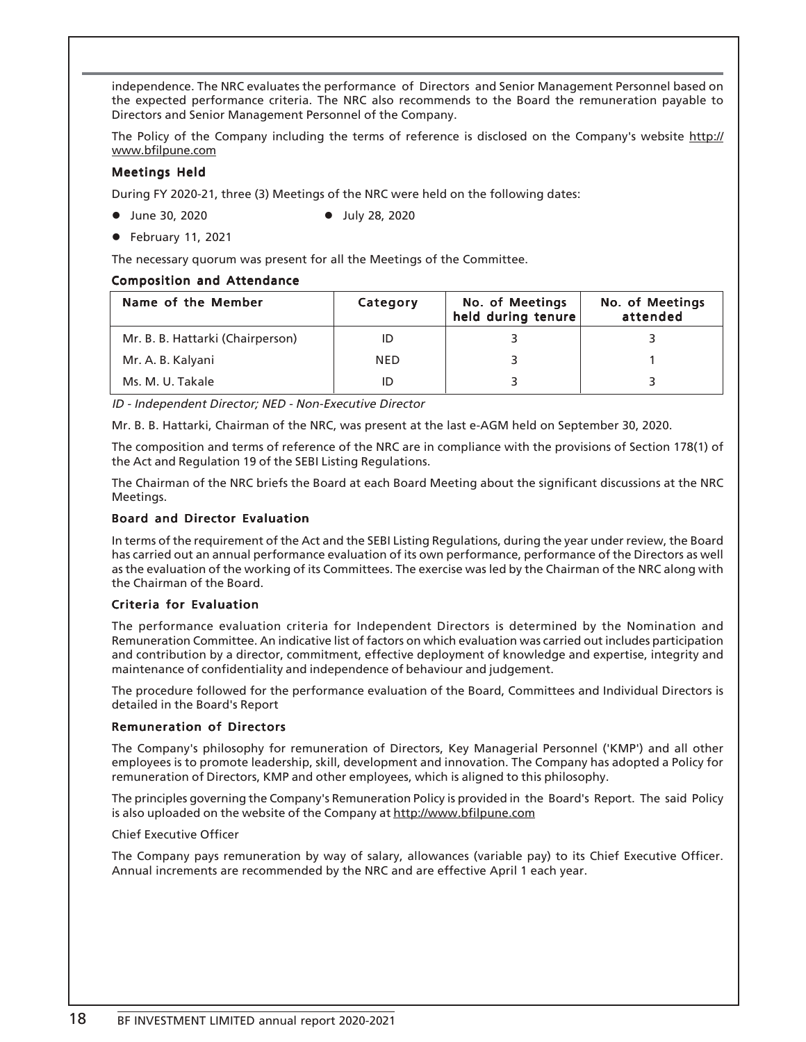independence. The NRC evaluates the performance of Directors and Senior Management Personnel based on the expected performance criteria. The NRC also recommends to the Board the remuneration payable to Directors and Senior Management Personnel of the Company.

The Policy of the Company including the terms of reference is disclosed on the Company's website http://www.bfilpune.com

### Meetings Held

During FY 2020-21, three (3) Meetings of the NRC were held on the following dates:

- June 30, 2020
- July 28, 2020
- February 11, 2021

The necessary quorum was present for all the Meetings of the Committee.

### Composition and Attendance

| Name of the Member | Category | No. of Meetings held during tenure | No. of Meetings attended |
|---|---|---|---|
| Mr. B. B. Hattarki (Chairperson) | ID | 3 | 3 |
| Mr. A. B. Kalyani | NED | 3 | 1 |
| Ms. M. U. Takale | ID | 3 | 3 |

*ID - Independent Director; NED - Non-Executive Director*

Mr. B. B. Hattarki, Chairman of the NRC, was present at the last e-AGM held on September 30, 2020.

The composition and terms of reference of the NRC are in compliance with the provisions of Section 178(1) of the Act and Regulation 19 of the SEBI Listing Regulations.

The Chairman of the NRC briefs the Board at each Board Meeting about the significant discussions at the NRC Meetings.

### Board and Director Evaluation

In terms of the requirement of the Act and the SEBI Listing Regulations, during the year under review, the Board has carried out an annual performance evaluation of its own performance, performance of the Directors as well as the evaluation of the working of its Committees. The exercise was led by the Chairman of the NRC along with the Chairman of the Board.

### Criteria for Evaluation

The performance evaluation criteria for Independent Directors is determined by the Nomination and Remuneration Committee. An indicative list of factors on which evaluation was carried out includes participation and contribution by a director, commitment, effective deployment of knowledge and expertise, integrity and maintenance of confidentiality and independence of behaviour and judgement.

The procedure followed for the performance evaluation of the Board, Committees and Individual Directors is detailed in the Board's Report

### Remuneration of Directors

The Company's philosophy for remuneration of Directors, Key Managerial Personnel ('KMP') and all other employees is to promote leadership, skill, development and innovation. The Company has adopted a Policy for remuneration of Directors, KMP and other employees, which is aligned to this philosophy.

The principles governing the Company's Remuneration Policy is provided in the Board's Report. The said Policy is also uploaded on the website of the Company at http://www.bfilpune.com

Chief Executive Officer

The Company pays remuneration by way of salary, allowances (variable pay) to its Chief Executive Officer. Annual increments are recommended by the NRC and are effective April 1 each year.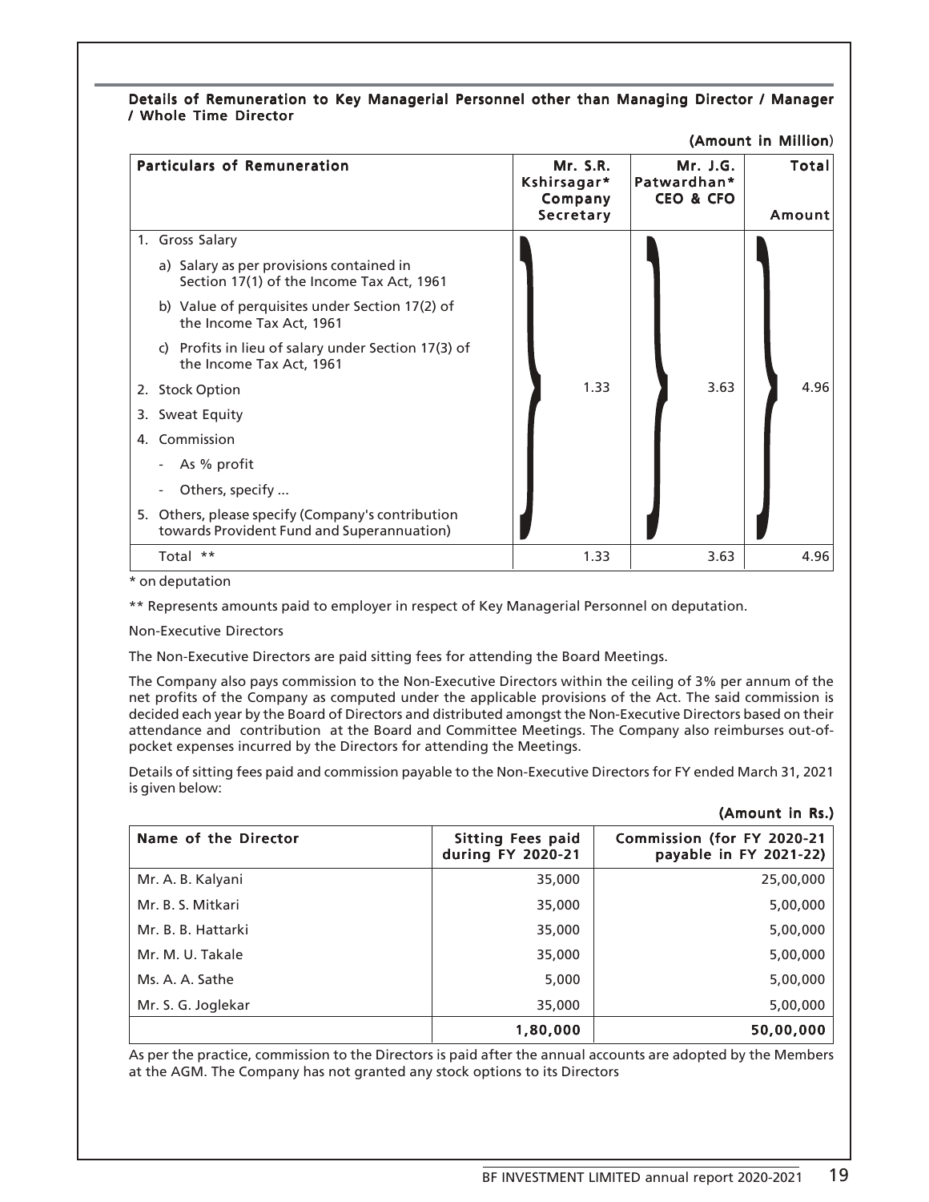### Details of Remuneration to Key Managerial Personnel other than Managing Director / Manager / Whole Time Director

(Amount in Million)

| Particulars of Remuneration | Mr. S.R. Kshirsagar* Company Secretary | Mr. J.G. Patwardhan* CEO & CFO | Total Amount |
|---|---|---|---|
| 1. Gross Salary | | | |
| a) Salary as per provisions contained in Section 17(1) of the Income Tax Act, 1961 | | | |
| b) Value of perquisites under Section 17(2) of the Income Tax Act, 1961 | | | |
| c) Profits in lieu of salary under Section 17(3) of the Income Tax Act, 1961 | | | |
| 2. Stock Option | 1.33 | 3.63 | 4.96 |
| 3. Sweat Equity | | | |
| 4. Commission | | | |
| - As % profit | | | |
| - Others, specify ... | | | |
| 5. Others, please specify (Company's contribution towards Provident Fund and Superannuation) | | | |
| Total ** | 1.33 | 3.63 | 4.96 |

* on deputation

** Represents amounts paid to employer in respect of Key Managerial Personnel on deputation.

Non-Executive Directors

The Non-Executive Directors are paid sitting fees for attending the Board Meetings.

The Company also pays commission to the Non-Executive Directors within the ceiling of 3% per annum of the net profits of the Company as computed under the applicable provisions of the Act. The said commission is decided each year by the Board of Directors and distributed amongst the Non-Executive Directors based on their attendance and contribution at the Board and Committee Meetings. The Company also reimburses out-of-pocket expenses incurred by the Directors for attending the Meetings.

Details of sitting fees paid and commission payable to the Non-Executive Directors for FY ended March 31, 2021 is given below:

(Amount in Rs.)

| Name of the Director | Sitting Fees paid during FY 2020-21 | Commission (for FY 2020-21 payable in FY 2021-22) |
|---|---|---|
| Mr. A. B. Kalyani | 35,000 | 25,00,000 |
| Mr. B. S. Mitkari | 35,000 | 5,00,000 |
| Mr. B. B. Hattarki | 35,000 | 5,00,000 |
| Mr. M. U. Takale | 35,000 | 5,00,000 |
| Ms. A. A. Sathe | 5,000 | 5,00,000 |
| Mr. S. G. Joglekar | 35,000 | 5,00,000 |
| | **1,80,000** | **50,00,000** |

As per the practice, commission to the Directors is paid after the annual accounts are adopted by the Members at the AGM. The Company has not granted any stock options to its Directors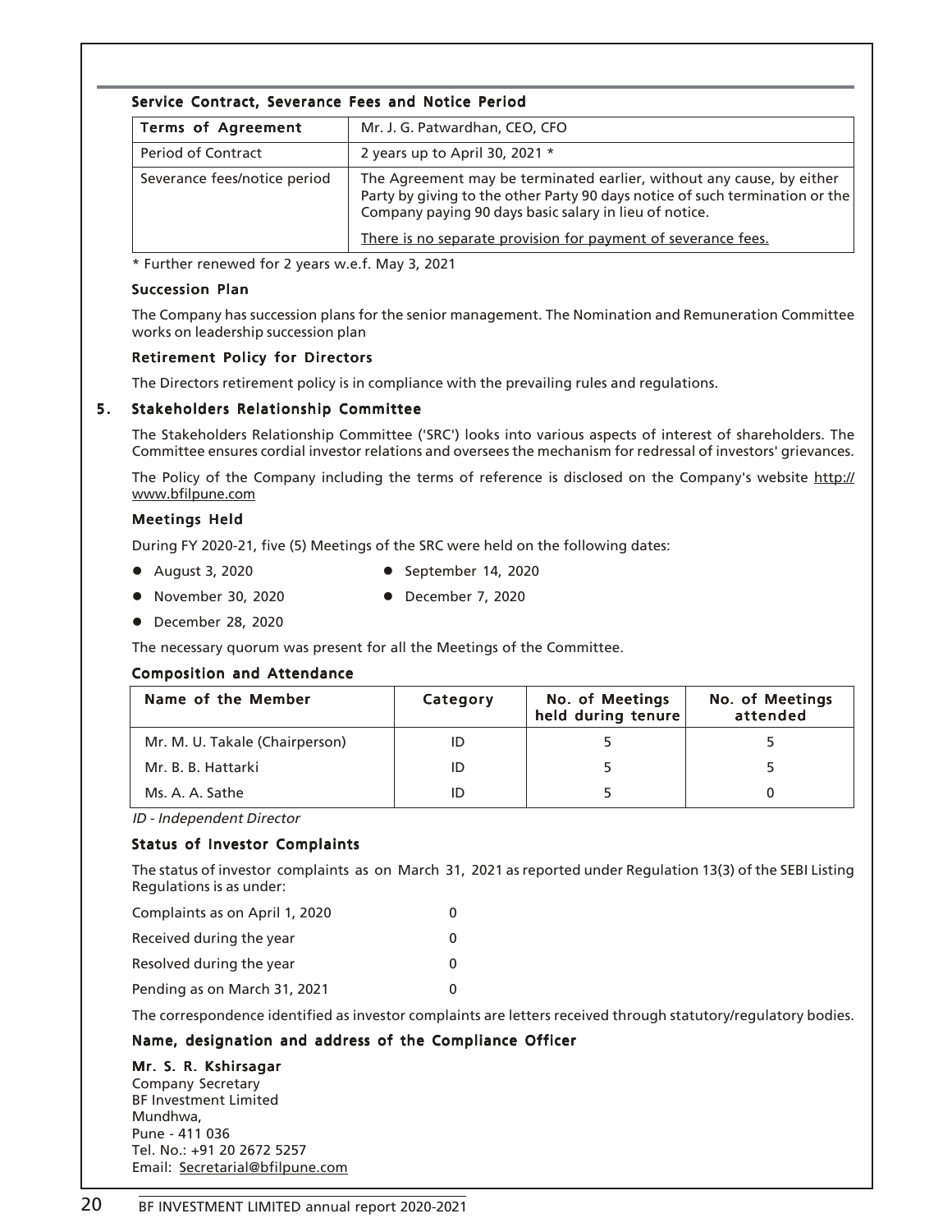### Service Contract, Severance Fees and Notice Period

| Terms of Agreement | Mr. J. G. Patwardhan, CEO, CFO |
|---|---|
| Period of Contract | 2 years up to April 30, 2021 * |
| Severance fees/notice period | The Agreement may be terminated earlier, without any cause, by either Party by giving to the other Party 90 days notice of such termination or the Company paying 90 days basic salary in lieu of notice.<br><br>There is no separate provision for payment of severance fees. |

* Further renewed for 2 years w.e.f. May 3, 2021

### Succession Plan

The Company has succession plans for the senior management. The Nomination and Remuneration Committee works on leadership succession plan

### Retirement Policy for Directors

The Directors retirement policy is in compliance with the prevailing rules and regulations.

## 5. Stakeholders Relationship Committee

The Stakeholders Relationship Committee ('SRC') looks into various aspects of interest of shareholders. The Committee ensures cordial investor relations and oversees the mechanism for redressal of investors' grievances.

The Policy of the Company including the terms of reference is disclosed on the Company's website http://www.bfilpune.com

### Meetings Held

During FY 2020-21, five (5) Meetings of the SRC were held on the following dates:

- August 3, 2020
- September 14, 2020
- November 30, 2020
- December 7, 2020
- December 28, 2020

The necessary quorum was present for all the Meetings of the Committee.

### Composition and Attendance

| Name of the Member | Category | No. of Meetings held during tenure | No. of Meetings attended |
|---|---|---|---|
| Mr. M. U. Takale (Chairperson) | ID | 5 | 5 |
| Mr. B. B. Hattarki | ID | 5 | 5 |
| Ms. A. A. Sathe | ID | 5 | 0 |

*ID - Independent Director*

### Status of Investor Complaints

The status of investor complaints as on March 31, 2021 as reported under Regulation 13(3) of the SEBI Listing Regulations is as under:

| | |
|---|---|
| Complaints as on April 1, 2020 | 0 |
| Received during the year | 0 |
| Resolved during the year | 0 |
| Pending as on March 31, 2021 | 0 |

The correspondence identified as investor complaints are letters received through statutory/regulatory bodies.

### Name, designation and address of the Compliance Officer

**Mr. S. R. Kshirsagar**
Company Secretary
BF Investment Limited
Mundhwa,
Pune - 411 036
Tel. No.: +91 20 2672 5257
Email: Secretarial@bfilpune.com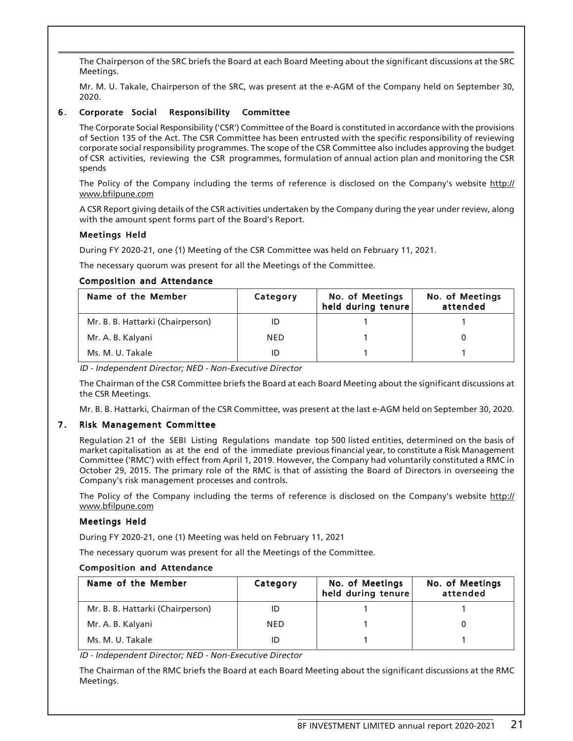The Chairperson of the SRC briefs the Board at each Board Meeting about the significant discussions at the SRC Meetings.

Mr. M. U. Takale, Chairperson of the SRC, was present at the e-AGM of the Company held on September 30, 2020.

## 6. Corporate Social Responsibility Committee

The Corporate Social Responsibility ('CSR') Committee of the Board is constituted in accordance with the provisions of Section 135 of the Act. The CSR Committee has been entrusted with the specific responsibility of reviewing corporate social responsibility programmes. The scope of the CSR Committee also includes approving the budget of CSR activities, reviewing the CSR programmes, formulation of annual action plan and monitoring the CSR spends

The Policy of the Company including the terms of reference is disclosed on the Company's website http://www.bfilpune.com

A CSR Report giving details of the CSR activities undertaken by the Company during the year under review, along with the amount spent forms part of the Board's Report.

### Meetings Held

During FY 2020-21, one (1) Meeting of the CSR Committee was held on February 11, 2021.

The necessary quorum was present for all the Meetings of the Committee.

### Composition and Attendance

| Name of the Member | Category | No. of Meetings held during tenure | No. of Meetings attended |
|---|---|---|---|
| Mr. B. B. Hattarki (Chairperson) | ID | 1 | 1 |
| Mr. A. B. Kalyani | NED | 1 | 0 |
| Ms. M. U. Takale | ID | 1 | 1 |

*ID - Independent Director; NED - Non-Executive Director*

The Chairman of the CSR Committee briefs the Board at each Board Meeting about the significant discussions at the CSR Meetings.

Mr. B. B. Hattarki, Chairman of the CSR Committee, was present at the last e-AGM held on September 30, 2020.

## 7. Risk Management Committee

Regulation 21 of the SEBI Listing Regulations mandate top 500 listed entities, determined on the basis of market capitalisation as at the end of the immediate previous financial year, to constitute a Risk Management Committee ('RMC') with effect from April 1, 2019. However, the Company had voluntarily constituted a RMC in October 29, 2015. The primary role of the RMC is that of assisting the Board of Directors in overseeing the Company's risk management processes and controls.

The Policy of the Company including the terms of reference is disclosed on the Company's website http://www.bfilpune.com

### Meetings Held

During FY 2020-21, one (1) Meeting was held on February 11, 2021

The necessary quorum was present for all the Meetings of the Committee.

### Composition and Attendance

| Name of the Member | Category | No. of Meetings held during tenure | No. of Meetings attended |
|---|---|---|---|
| Mr. B. B. Hattarki (Chairperson) | ID | 1 | 1 |
| Mr. A. B. Kalyani | NED | 1 | 0 |
| Ms. M. U. Takale | ID | 1 | 1 |

*ID - Independent Director; NED - Non-Executive Director*

The Chairman of the RMC briefs the Board at each Board Meeting about the significant discussions at the RMC Meetings.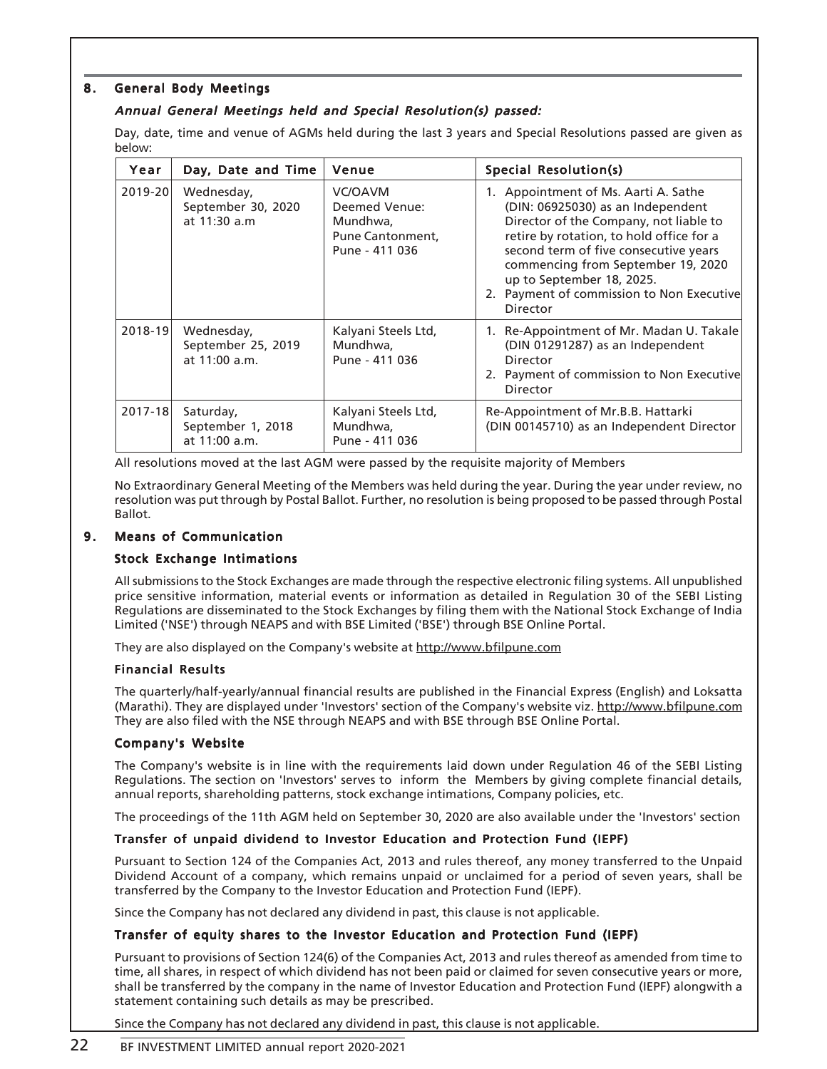## 8. General Body Meetings

*Annual General Meetings held and Special Resolution(s) passed:*

Day, date, time and venue of AGMs held during the last 3 years and Special Resolutions passed are given as below:

| Year | Day, Date and Time | Venue | Special Resolution(s) |
|---|---|---|---|
| 2019-20 | Wednesday, September 30, 2020 at 11:30 a.m | VC/OAVM Deemed Venue: Mundhwa, Pune Cantonment, Pune - 411 036 | 1. Appointment of Ms. Aarti A. Sathe (DIN: 06925030) as an Independent Director of the Company, not liable to retire by rotation, to hold office for a second term of five consecutive years commencing from September 19, 2020 up to September 18, 2025.<br>2. Payment of commission to Non Executive Director |
| 2018-19 | Wednesday, September 25, 2019 at 11:00 a.m. | Kalyani Steels Ltd, Mundhwa, Pune - 411 036 | 1. Re-Appointment of Mr. Madan U. Takale (DIN 01291287) as an Independent Director<br>2. Payment of commission to Non Executive Director |
| 2017-18 | Saturday, September 1, 2018 at 11:00 a.m. | Kalyani Steels Ltd, Mundhwa, Pune - 411 036 | Re-Appointment of Mr.B.B. Hattarki (DIN 00145710) as an Independent Director |

All resolutions moved at the last AGM were passed by the requisite majority of Members

No Extraordinary General Meeting of the Members was held during the year. During the year under review, no resolution was put through by Postal Ballot. Further, no resolution is being proposed to be passed through Postal Ballot.

## 9. Means of Communication

### Stock Exchange Intimations

All submissions to the Stock Exchanges are made through the respective electronic filing systems. All unpublished price sensitive information, material events or information as detailed in Regulation 30 of the SEBI Listing Regulations are disseminated to the Stock Exchanges by filing them with the National Stock Exchange of India Limited ('NSE') through NEAPS and with BSE Limited ('BSE') through BSE Online Portal.

They are also displayed on the Company's website at http://www.bfilpune.com

### Financial Results

The quarterly/half-yearly/annual financial results are published in the Financial Express (English) and Loksatta (Marathi). They are displayed under 'Investors' section of the Company's website viz. http://www.bfilpune.com They are also filed with the NSE through NEAPS and with BSE through BSE Online Portal.

### Company's Website

The Company's website is in line with the requirements laid down under Regulation 46 of the SEBI Listing Regulations. The section on 'Investors' serves to inform the Members by giving complete financial details, annual reports, shareholding patterns, stock exchange intimations, Company policies, etc.

The proceedings of the 11th AGM held on September 30, 2020 are also available under the 'Investors' section

### Transfer of unpaid dividend to Investor Education and Protection Fund (IEPF)

Pursuant to Section 124 of the Companies Act, 2013 and rules thereof, any money transferred to the Unpaid Dividend Account of a company, which remains unpaid or unclaimed for a period of seven years, shall be transferred by the Company to the Investor Education and Protection Fund (IEPF).

Since the Company has not declared any dividend in past, this clause is not applicable.

### Transfer of equity shares to the Investor Education and Protection Fund (IEPF)

Pursuant to provisions of Section 124(6) of the Companies Act, 2013 and rules thereof as amended from time to time, all shares, in respect of which dividend has not been paid or claimed for seven consecutive years or more, shall be transferred by the company in the name of Investor Education and Protection Fund (IEPF) alongwith a statement containing such details as may be prescribed.

Since the Company has not declared any dividend in past, this clause is not applicable.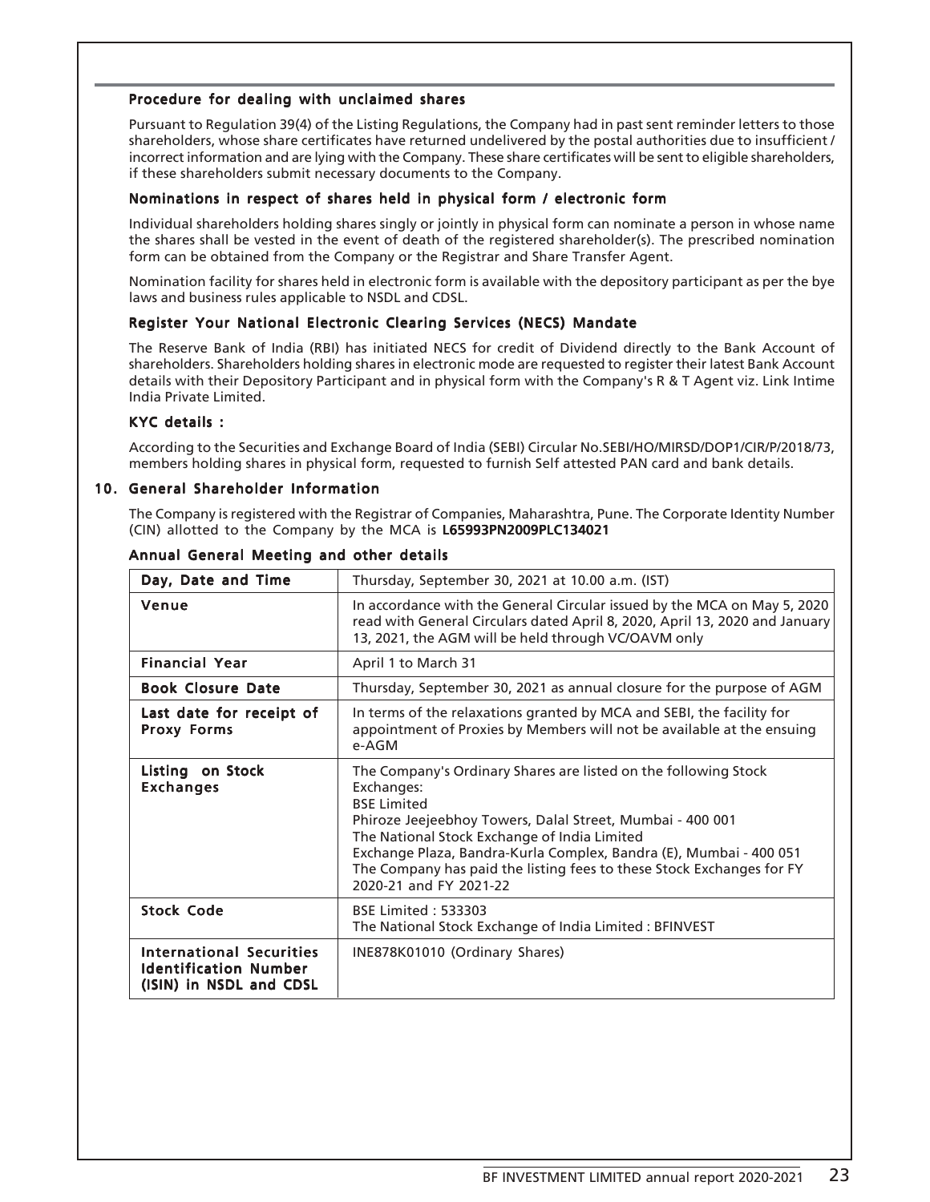### Procedure for dealing with unclaimed shares

Pursuant to Regulation 39(4) of the Listing Regulations, the Company had in past sent reminder letters to those shareholders, whose share certificates have returned undelivered by the postal authorities due to insufficient / incorrect information and are lying with the Company. These share certificates will be sent to eligible shareholders, if these shareholders submit necessary documents to the Company.

### Nominations in respect of shares held in physical form / electronic form

Individual shareholders holding shares singly or jointly in physical form can nominate a person in whose name the shares shall be vested in the event of death of the registered shareholder(s). The prescribed nomination form can be obtained from the Company or the Registrar and Share Transfer Agent.

Nomination facility for shares held in electronic form is available with the depository participant as per the bye laws and business rules applicable to NSDL and CDSL.

### Register Your National Electronic Clearing Services (NECS) Mandate

The Reserve Bank of India (RBI) has initiated NECS for credit of Dividend directly to the Bank Account of shareholders. Shareholders holding shares in electronic mode are requested to register their latest Bank Account details with their Depository Participant and in physical form with the Company's R & T Agent viz. Link Intime India Private Limited.

### KYC details :

According to the Securities and Exchange Board of India (SEBI) Circular No.SEBI/HO/MIRSD/DOP1/CIR/P/2018/73, members holding shares in physical form, requested to furnish Self attested PAN card and bank details.

## 10. General Shareholder Information

The Company is registered with the Registrar of Companies, Maharashtra, Pune. The Corporate Identity Number (CIN) allotted to the Company by the MCA is **L65993PN2009PLC134021**

### Annual General Meeting and other details

| Day, Date and Time | Thursday, September 30, 2021 at 10.00 a.m. (IST) |
|---|---|
| **Venue** | In accordance with the General Circular issued by the MCA on May 5, 2020 read with General Circulars dated April 8, 2020, April 13, 2020 and January 13, 2021, the AGM will be held through VC/OAVM only |
| **Financial Year** | April 1 to March 31 |
| **Book Closure Date** | Thursday, September 30, 2021 as annual closure for the purpose of AGM |
| **Last date for receipt of Proxy Forms** | In terms of the relaxations granted by MCA and SEBI, the facility for appointment of Proxies by Members will not be available at the ensuing e-AGM |
| **Listing on Stock Exchanges** | The Company's Ordinary Shares are listed on the following Stock Exchanges:<br>BSE Limited<br>Phiroze Jeejeebhoy Towers, Dalal Street, Mumbai - 400 001<br>The National Stock Exchange of India Limited<br>Exchange Plaza, Bandra-Kurla Complex, Bandra (E), Mumbai - 400 051<br>The Company has paid the listing fees to these Stock Exchanges for FY 2020-21 and FY 2021-22 |
| **Stock Code** | BSE Limited : 533303<br>The National Stock Exchange of India Limited : BFINVEST |
| **International Securities Identification Number (ISIN) in NSDL and CDSL** | INE878K01010 (Ordinary Shares) |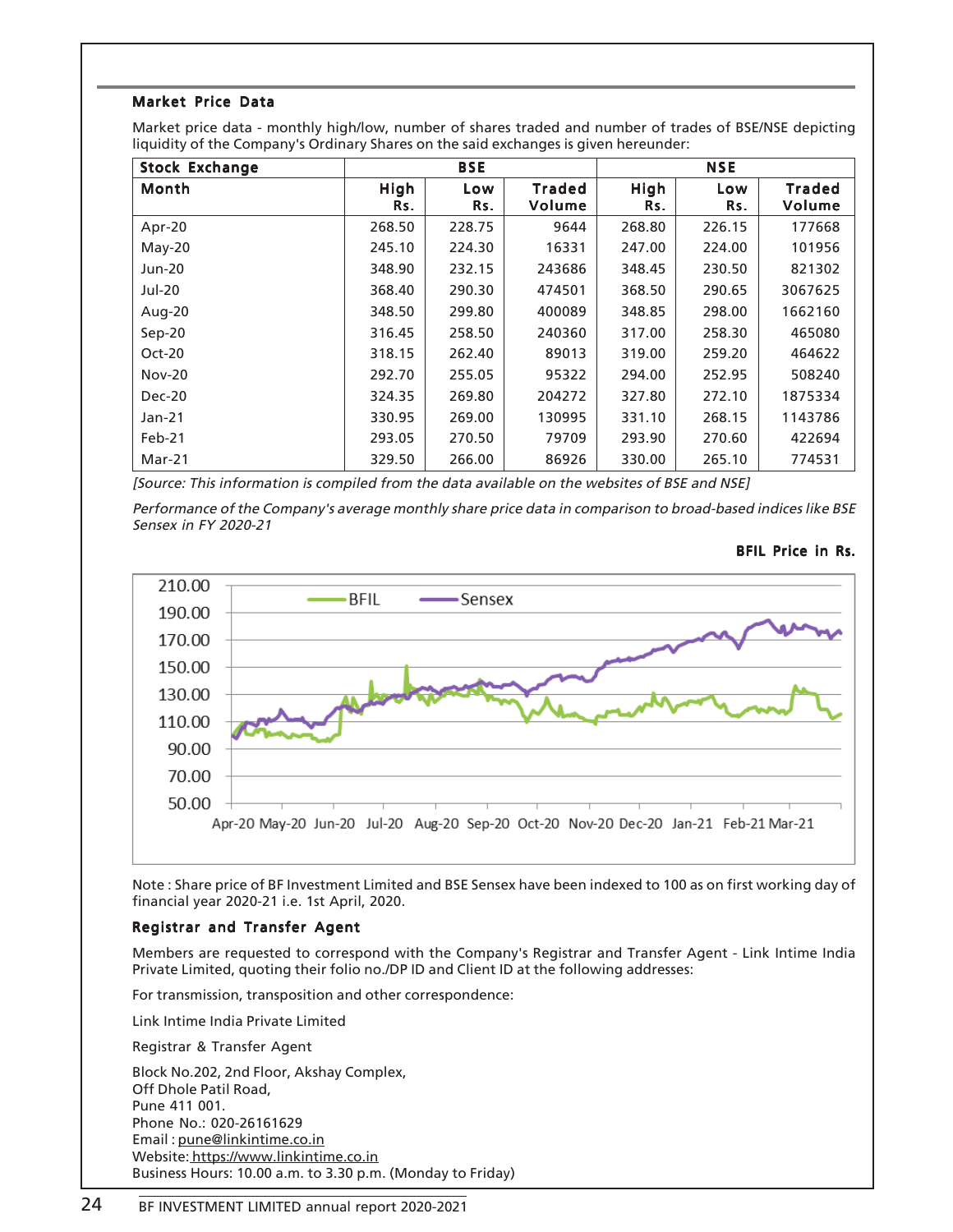## Market Price Data

Market price data - monthly high/low, number of shares traded and number of trades of BSE/NSE depicting liquidity of the Company's Ordinary Shares on the said exchanges is given hereunder:

| Stock Exchange | BSE | | | NSE | | |
|---|---|---|---|---|---|---|
| Month | High Rs. | Low Rs. | Traded Volume | High Rs. | Low Rs. | Traded Volume |
| Apr-20 | 268.50 | 228.75 | 9644 | 268.80 | 226.15 | 177668 |
| May-20 | 245.10 | 224.30 | 16331 | 247.00 | 224.00 | 101956 |
| Jun-20 | 348.90 | 232.15 | 243686 | 348.45 | 230.50 | 821302 |
| Jul-20 | 368.40 | 290.30 | 474501 | 368.50 | 290.65 | 3067625 |
| Aug-20 | 348.50 | 299.80 | 400089 | 348.85 | 298.00 | 1662160 |
| Sep-20 | 316.45 | 258.50 | 240360 | 317.00 | 258.30 | 465080 |
| Oct-20 | 318.15 | 262.40 | 89013 | 319.00 | 259.20 | 464622 |
| Nov-20 | 292.70 | 255.05 | 95322 | 294.00 | 252.95 | 508240 |
| Dec-20 | 324.35 | 269.80 | 204272 | 327.80 | 272.10 | 1875334 |
| Jan-21 | 330.95 | 269.00 | 130995 | 331.10 | 268.15 | 1143786 |
| Feb-21 | 293.05 | 270.50 | 79709 | 293.90 | 270.60 | 422694 |
| Mar-21 | 329.50 | 266.00 | 86926 | 330.00 | 265.10 | 774531 |

*[Source: This information is compiled from the data available on the websites of BSE and NSE]*

*Performance of the Company's average monthly share price data in comparison to broad-based indices like BSE Sensex in FY 2020-21*

**BFIL Price in Rs.**

Note : Share price of BF Investment Limited and BSE Sensex have been indexed to 100 as on first working day of financial year 2020-21 i.e. 1st April, 2020.

## Registrar and Transfer Agent

Members are requested to correspond with the Company's Registrar and Transfer Agent - Link Intime India Private Limited, quoting their folio no./DP ID and Client ID at the following addresses:

For transmission, transposition and other correspondence:

Link Intime India Private Limited

Registrar & Transfer Agent

Block No.202, 2nd Floor, Akshay Complex,
Off Dhole Patil Road,
Pune 411 001.
Phone No.: 020-26161629
Email : pune@linkintime.co.in
Website: https://www.linkintime.co.in
Business Hours: 10.00 a.m. to 3.30 p.m. (Monday to Friday)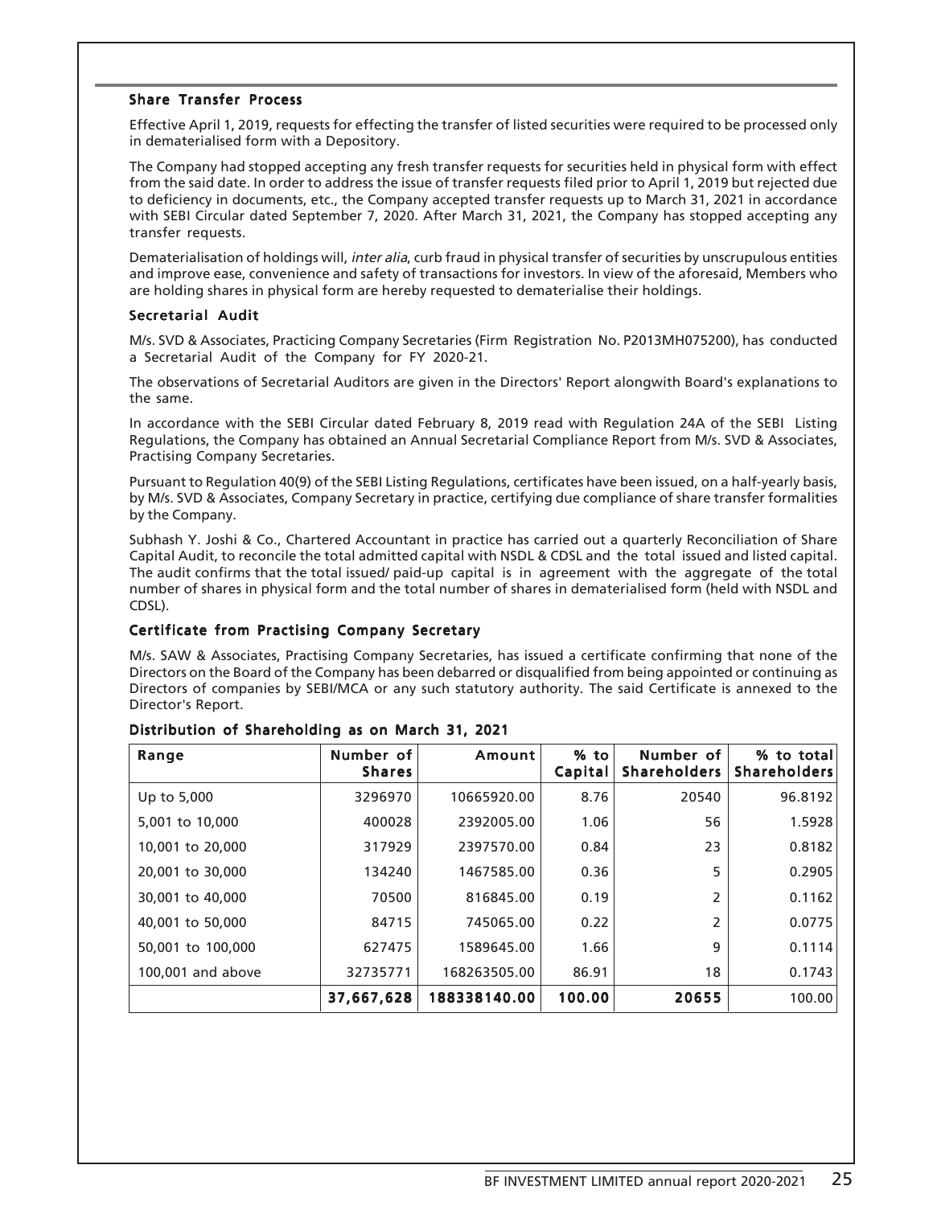### Share Transfer Process

Effective April 1, 2019, requests for effecting the transfer of listed securities were required to be processed only in dematerialised form with a Depository.

The Company had stopped accepting any fresh transfer requests for securities held in physical form with effect from the said date. In order to address the issue of transfer requests filed prior to April 1, 2019 but rejected due to deficiency in documents, etc., the Company accepted transfer requests up to March 31, 2021 in accordance with SEBI Circular dated September 7, 2020. After March 31, 2021, the Company has stopped accepting any transfer requests.

Dematerialisation of holdings will, *inter alia*, curb fraud in physical transfer of securities by unscrupulous entities and improve ease, convenience and safety of transactions for investors. In view of the aforesaid, Members who are holding shares in physical form are hereby requested to dematerialise their holdings.

### Secretarial Audit

M/s. SVD & Associates, Practicing Company Secretaries (Firm Registration No. P2013MH075200), has conducted a Secretarial Audit of the Company for FY 2020-21.

The observations of Secretarial Auditors are given in the Directors' Report alongwith Board's explanations to the same.

In accordance with the SEBI Circular dated February 8, 2019 read with Regulation 24A of the SEBI Listing Regulations, the Company has obtained an Annual Secretarial Compliance Report from M/s. SVD & Associates, Practising Company Secretaries.

Pursuant to Regulation 40(9) of the SEBI Listing Regulations, certificates have been issued, on a half-yearly basis, by M/s. SVD & Associates, Company Secretary in practice, certifying due compliance of share transfer formalities by the Company.

Subhash Y. Joshi & Co., Chartered Accountant in practice has carried out a quarterly Reconciliation of Share Capital Audit, to reconcile the total admitted capital with NSDL & CDSL and the total issued and listed capital. The audit confirms that the total issued/ paid-up capital is in agreement with the aggregate of the total number of shares in physical form and the total number of shares in dematerialised form (held with NSDL and CDSL).

### Certificate from Practising Company Secretary

M/s. SAW & Associates, Practising Company Secretaries, has issued a certificate confirming that none of the Directors on the Board of the Company has been debarred or disqualified from being appointed or continuing as Directors of companies by SEBI/MCA or any such statutory authority. The said Certificate is annexed to the Director's Report.

### Distribution of Shareholding as on March 31, 2021

| Range | Number of Shares | Amount | % to Capital | Number of Shareholders | % to total Shareholders |
|---|---|---|---|---|---|
| Up to 5,000 | 3296970 | 10665920.00 | 8.76 | 20540 | 96.8192 |
| 5,001 to 10,000 | 400028 | 2392005.00 | 1.06 | 56 | 1.5928 |
| 10,001 to 20,000 | 317929 | 2397570.00 | 0.84 | 23 | 0.8182 |
| 20,001 to 30,000 | 134240 | 1467585.00 | 0.36 | 5 | 0.2905 |
| 30,001 to 40,000 | 70500 | 816845.00 | 0.19 | 2 | 0.1162 |
| 40,001 to 50,000 | 84715 | 745065.00 | 0.22 | 2 | 0.0775 |
| 50,001 to 100,000 | 627475 | 1589645.00 | 1.66 | 9 | 0.1114 |
| 100,001 and above | 32735771 | 168263505.00 | 86.91 | 18 | 0.1743 |
| | **37,667,628** | **188338140.00** | **100.00** | **20655** | 100.00 |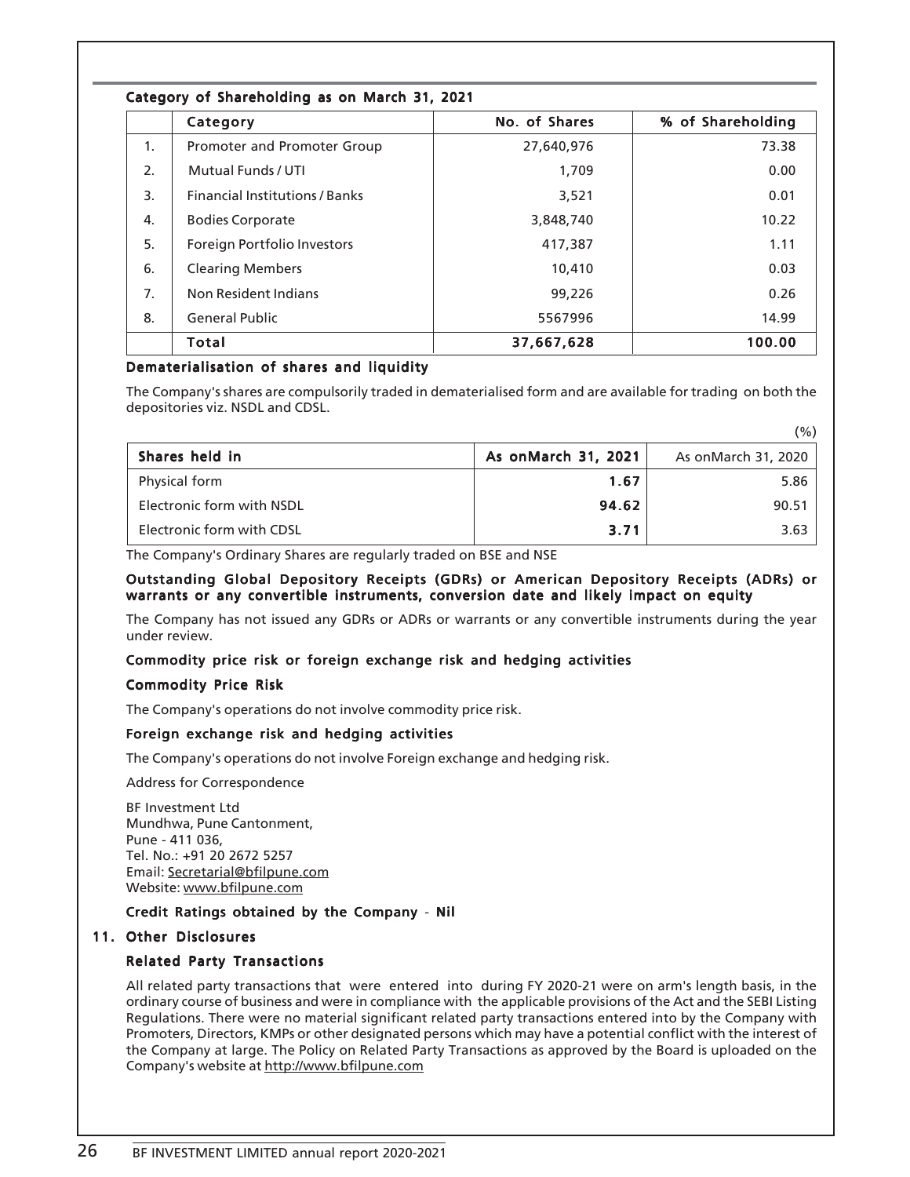### Category of Shareholding as on March 31, 2021

| | Category | No. of Shares | % of Shareholding |
|---|---|---|---|
| 1. | Promoter and Promoter Group | 27,640,976 | 73.38 |
| 2. | Mutual Funds / UTI | 1,709 | 0.00 |
| 3. | Financial Institutions / Banks | 3,521 | 0.01 |
| 4. | Bodies Corporate | 3,848,740 | 10.22 |
| 5. | Foreign Portfolio Investors | 417,387 | 1.11 |
| 6. | Clearing Members | 10,410 | 0.03 |
| 7. | Non Resident Indians | 99,226 | 0.26 |
| 8. | General Public | 5567996 | 14.99 |
| | **Total** | **37,667,628** | **100.00** |

### Dematerialisation of shares and liquidity

The Company's shares are compulsorily traded in dematerialised form and are available for trading on both the depositories viz. NSDL and CDSL.

(%)

| Shares held in | As onMarch 31, 2021 | As onMarch 31, 2020 |
|---|---|---|
| Physical form | **1.67** | 5.86 |
| Electronic form with NSDL | **94.62** | 90.51 |
| Electronic form with CDSL | **3.71** | 3.63 |

The Company's Ordinary Shares are regularly traded on BSE and NSE

### Outstanding Global Depository Receipts (GDRs) or American Depository Receipts (ADRs) or warrants or any convertible instruments, conversion date and likely impact on equity

The Company has not issued any GDRs or ADRs or warrants or any convertible instruments during the year under review.

### Commodity price risk or foreign exchange risk and hedging activities

#### Commodity Price Risk

The Company's operations do not involve commodity price risk.

#### Foreign exchange risk and hedging activities

The Company's operations do not involve Foreign exchange and hedging risk.

Address for Correspondence

BF Investment Ltd
Mundhwa, Pune Cantonment,
Pune - 411 036,
Tel. No.: +91 20 2672 5257
Email: Secretarial@bfilpune.com
Website: www.bfilpune.com

**Credit Ratings obtained by the Company - Nil**

## 11. Other Disclosures

### Related Party Transactions

All related party transactions that were entered into during FY 2020-21 were on arm's length basis, in the ordinary course of business and were in compliance with the applicable provisions of the Act and the SEBI Listing Regulations. There were no material significant related party transactions entered into by the Company with Promoters, Directors, KMPs or other designated persons which may have a potential conflict with the interest of the Company at large. The Policy on Related Party Transactions as approved by the Board is uploaded on the Company's website at http://www.bfilpune.com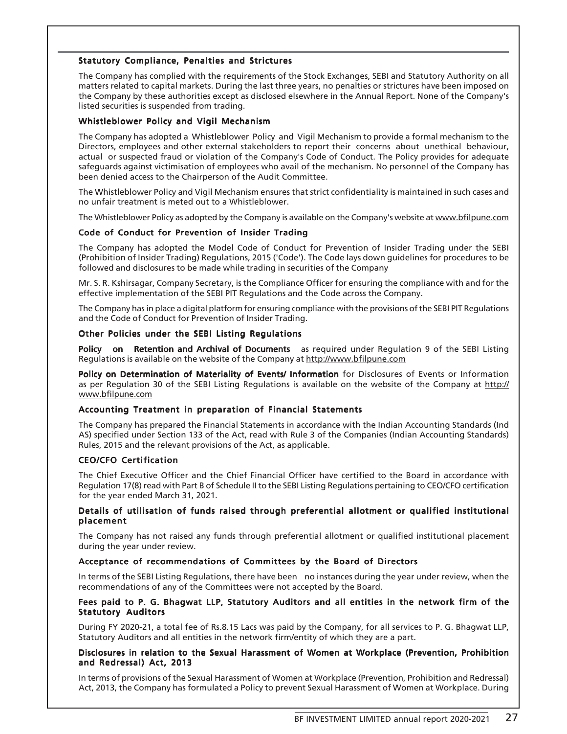### Statutory Compliance, Penalties and Strictures

The Company has complied with the requirements of the Stock Exchanges, SEBI and Statutory Authority on all matters related to capital markets. During the last three years, no penalties or strictures have been imposed on the Company by these authorities except as disclosed elsewhere in the Annual Report. None of the Company's listed securities is suspended from trading.

### Whistleblower Policy and Vigil Mechanism

The Company has adopted a Whistleblower Policy and Vigil Mechanism to provide a formal mechanism to the Directors, employees and other external stakeholders to report their concerns about unethical behaviour, actual or suspected fraud or violation of the Company's Code of Conduct. The Policy provides for adequate safeguards against victimisation of employees who avail of the mechanism. No personnel of the Company has been denied access to the Chairperson of the Audit Committee.

The Whistleblower Policy and Vigil Mechanism ensures that strict confidentiality is maintained in such cases and no unfair treatment is meted out to a Whistleblower.

The Whistleblower Policy as adopted by the Company is available on the Company's website at www.bfilpune.com

### Code of Conduct for Prevention of Insider Trading

The Company has adopted the Model Code of Conduct for Prevention of Insider Trading under the SEBI (Prohibition of Insider Trading) Regulations, 2015 ('Code'). The Code lays down guidelines for procedures to be followed and disclosures to be made while trading in securities of the Company

Mr. S. R. Kshirsagar, Company Secretary, is the Compliance Officer for ensuring the compliance with and for the effective implementation of the SEBI PIT Regulations and the Code across the Company.

The Company has in place a digital platform for ensuring compliance with the provisions of the SEBI PIT Regulations and the Code of Conduct for Prevention of Insider Trading.

### Other Policies under the SEBI Listing Regulations

**Policy on Retention and Archival of Documents** as required under Regulation 9 of the SEBI Listing Regulations is available on the website of the Company at http://www.bfilpune.com

**Policy on Determination of Materiality of Events/ Information** for Disclosures of Events or Information as per Regulation 30 of the SEBI Listing Regulations is available on the website of the Company at http://www.bfilpune.com

### Accounting Treatment in preparation of Financial Statements

The Company has prepared the Financial Statements in accordance with the Indian Accounting Standards (Ind AS) specified under Section 133 of the Act, read with Rule 3 of the Companies (Indian Accounting Standards) Rules, 2015 and the relevant provisions of the Act, as applicable.

### CEO/CFO Certification

The Chief Executive Officer and the Chief Financial Officer have certified to the Board in accordance with Regulation 17(8) read with Part B of Schedule II to the SEBI Listing Regulations pertaining to CEO/CFO certification for the year ended March 31, 2021.

### Details of utilisation of funds raised through preferential allotment or qualified institutional placement

The Company has not raised any funds through preferential allotment or qualified institutional placement during the year under review.

### Acceptance of recommendations of Committees by the Board of Directors

In terms of the SEBI Listing Regulations, there have been no instances during the year under review, when the recommendations of any of the Committees were not accepted by the Board.

### Fees paid to P. G. Bhagwat LLP, Statutory Auditors and all entities in the network firm of the Statutory Auditors

During FY 2020-21, a total fee of Rs.8.15 Lacs was paid by the Company, for all services to P. G. Bhagwat LLP, Statutory Auditors and all entities in the network firm/entity of which they are a part.

### Disclosures in relation to the Sexual Harassment of Women at Workplace (Prevention, Prohibition and Redressal) Act, 2013

In terms of provisions of the Sexual Harassment of Women at Workplace (Prevention, Prohibition and Redressal) Act, 2013, the Company has formulated a Policy to prevent Sexual Harassment of Women at Workplace. During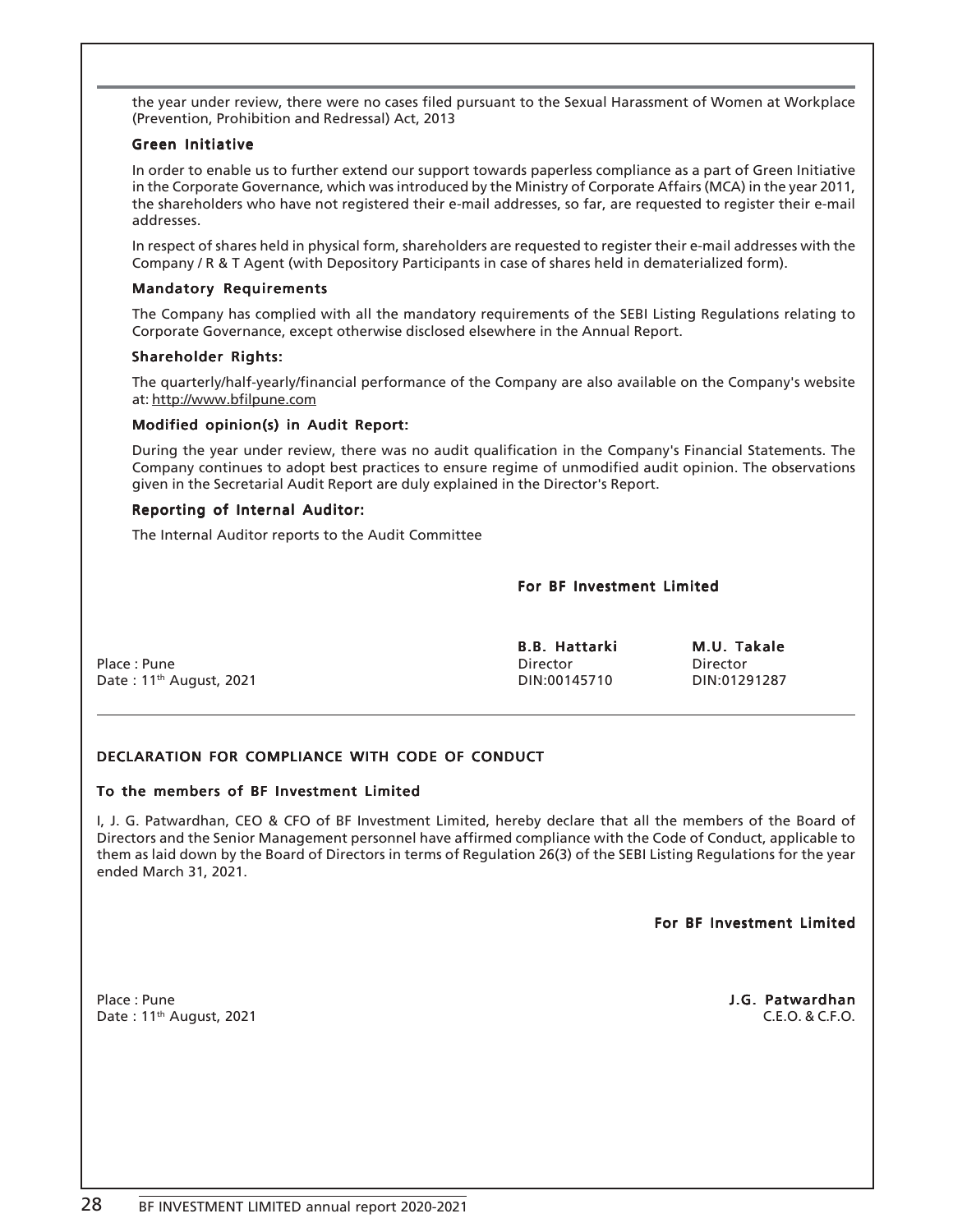the year under review, there were no cases filed pursuant to the Sexual Harassment of Women at Workplace (Prevention, Prohibition and Redressal) Act, 2013

### Green Initiative

In order to enable us to further extend our support towards paperless compliance as a part of Green Initiative in the Corporate Governance, which was introduced by the Ministry of Corporate Affairs (MCA) in the year 2011, the shareholders who have not registered their e-mail addresses, so far, are requested to register their e-mail addresses.

In respect of shares held in physical form, shareholders are requested to register their e-mail addresses with the Company / R & T Agent (with Depository Participants in case of shares held in dematerialized form).

### Mandatory Requirements

The Company has complied with all the mandatory requirements of the SEBI Listing Regulations relating to Corporate Governance, except otherwise disclosed elsewhere in the Annual Report.

### Shareholder Rights:

The quarterly/half-yearly/financial performance of the Company are also available on the Company's website at: http://www.bfilpune.com

### Modified opinion(s) in Audit Report:

During the year under review, there was no audit qualification in the Company's Financial Statements. The Company continues to adopt best practices to ensure regime of unmodified audit opinion. The observations given in the Secretarial Audit Report are duly explained in the Director's Report.

### Reporting of Internal Auditor:

The Internal Auditor reports to the Audit Committee

**For BF Investment Limited**

Place : Pune
Date : 11th August, 2021

**B.B. Hattarki**
Director
DIN:00145710

**M.U. Takale**
Director
DIN:01291287

---

## DECLARATION FOR COMPLIANCE WITH CODE OF CONDUCT

### To the members of BF Investment Limited

I, J. G. Patwardhan, CEO & CFO of BF Investment Limited, hereby declare that all the members of the Board of Directors and the Senior Management personnel have affirmed compliance with the Code of Conduct, applicable to them as laid down by the Board of Directors in terms of Regulation 26(3) of the SEBI Listing Regulations for the year ended March 31, 2021.

**For BF Investment Limited**

Place : Pune
Date : 11th August, 2021

**J.G. Patwardhan**
C.E.O. & C.F.O.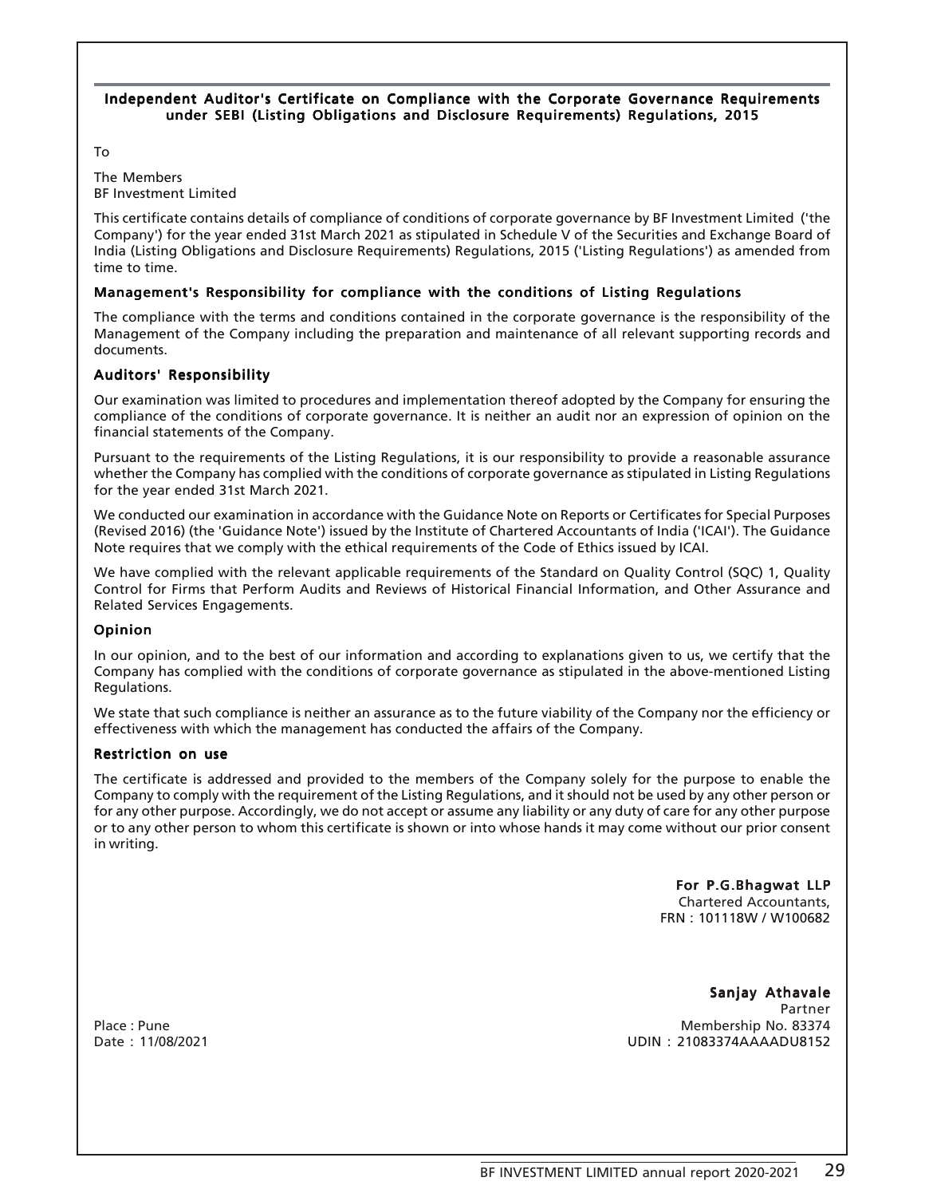## Independent Auditor's Certificate on Compliance with the Corporate Governance Requirements under SEBI (Listing Obligations and Disclosure Requirements) Regulations, 2015

To

The Members
BF Investment Limited

This certificate contains details of compliance of conditions of corporate governance by BF Investment Limited ('the Company') for the year ended 31st March 2021 as stipulated in Schedule V of the Securities and Exchange Board of India (Listing Obligations and Disclosure Requirements) Regulations, 2015 ('Listing Regulations') as amended from time to time.

### Management's Responsibility for compliance with the conditions of Listing Regulations

The compliance with the terms and conditions contained in the corporate governance is the responsibility of the Management of the Company including the preparation and maintenance of all relevant supporting records and documents.

### Auditors' Responsibility

Our examination was limited to procedures and implementation thereof adopted by the Company for ensuring the compliance of the conditions of corporate governance. It is neither an audit nor an expression of opinion on the financial statements of the Company.

Pursuant to the requirements of the Listing Regulations, it is our responsibility to provide a reasonable assurance whether the Company has complied with the conditions of corporate governance as stipulated in Listing Regulations for the year ended 31st March 2021.

We conducted our examination in accordance with the Guidance Note on Reports or Certificates for Special Purposes (Revised 2016) (the 'Guidance Note') issued by the Institute of Chartered Accountants of India ('ICAI'). The Guidance Note requires that we comply with the ethical requirements of the Code of Ethics issued by ICAI.

We have complied with the relevant applicable requirements of the Standard on Quality Control (SQC) 1, Quality Control for Firms that Perform Audits and Reviews of Historical Financial Information, and Other Assurance and Related Services Engagements.

### Opinion

In our opinion, and to the best of our information and according to explanations given to us, we certify that the Company has complied with the conditions of corporate governance as stipulated in the above-mentioned Listing Regulations.

We state that such compliance is neither an assurance as to the future viability of the Company nor the efficiency or effectiveness with which the management has conducted the affairs of the Company.

### Restriction on use

The certificate is addressed and provided to the members of the Company solely for the purpose to enable the Company to comply with the requirement of the Listing Regulations, and it should not be used by any other person or for any other purpose. Accordingly, we do not accept or assume any liability or any duty of care for any other purpose or to any other person to whom this certificate is shown or into whose hands it may come without our prior consent in writing.

**For P.G.Bhagwat LLP**
Chartered Accountants,
FRN : 101118W / W100682

**Sanjay Athavale**
Partner
Membership No. 83374
UDIN : 21083374AAAADU8152

Place : Pune
Date : 11/08/2021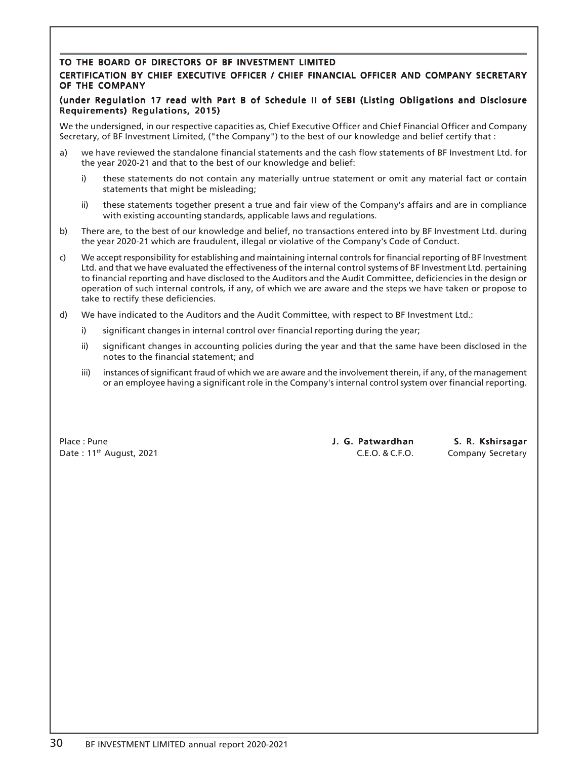## TO THE BOARD OF DIRECTORS OF BF INVESTMENT LIMITED

### CERTIFICATION BY CHIEF EXECUTIVE OFFICER / CHIEF FINANCIAL OFFICER AND COMPANY SECRETARY OF THE COMPANY

**(under Regulation 17 read with Part B of Schedule II of SEBI (Listing Obligations and Disclosure Requirements) Regulations, 2015)**

We the undersigned, in our respective capacities as, Chief Executive Officer and Chief Financial Officer and Company Secretary, of BF Investment Limited, ("the Company") to the best of our knowledge and belief certify that :

a) we have reviewed the standalone financial statements and the cash flow statements of BF Investment Ltd. for the year 2020-21 and that to the best of our knowledge and belief:

   i) these statements do not contain any materially untrue statement or omit any material fact or contain statements that might be misleading;

   ii) these statements together present a true and fair view of the Company's affairs and are in compliance with existing accounting standards, applicable laws and regulations.

b) There are, to the best of our knowledge and belief, no transactions entered into by BF Investment Ltd. during the year 2020-21 which are fraudulent, illegal or violative of the Company's Code of Conduct.

c) We accept responsibility for establishing and maintaining internal controls for financial reporting of BF Investment Ltd. and that we have evaluated the effectiveness of the internal control systems of BF Investment Ltd. pertaining to financial reporting and have disclosed to the Auditors and the Audit Committee, deficiencies in the design or operation of such internal controls, if any, of which we are aware and the steps we have taken or propose to take to rectify these deficiencies.

d) We have indicated to the Auditors and the Audit Committee, with respect to BF Investment Ltd.:

   i) significant changes in internal control over financial reporting during the year;

   ii) significant changes in accounting policies during the year and that the same have been disclosed in the notes to the financial statement; and

   iii) instances of significant fraud of which we are aware and the involvement therein, if any, of the management or an employee having a significant role in the Company's internal control system over financial reporting.

Place : Pune
Date : 11th August, 2021

**J. G. Patwardhan**
C.E.O. & C.F.O.

**S. R. Kshirsagar**
Company Secretary